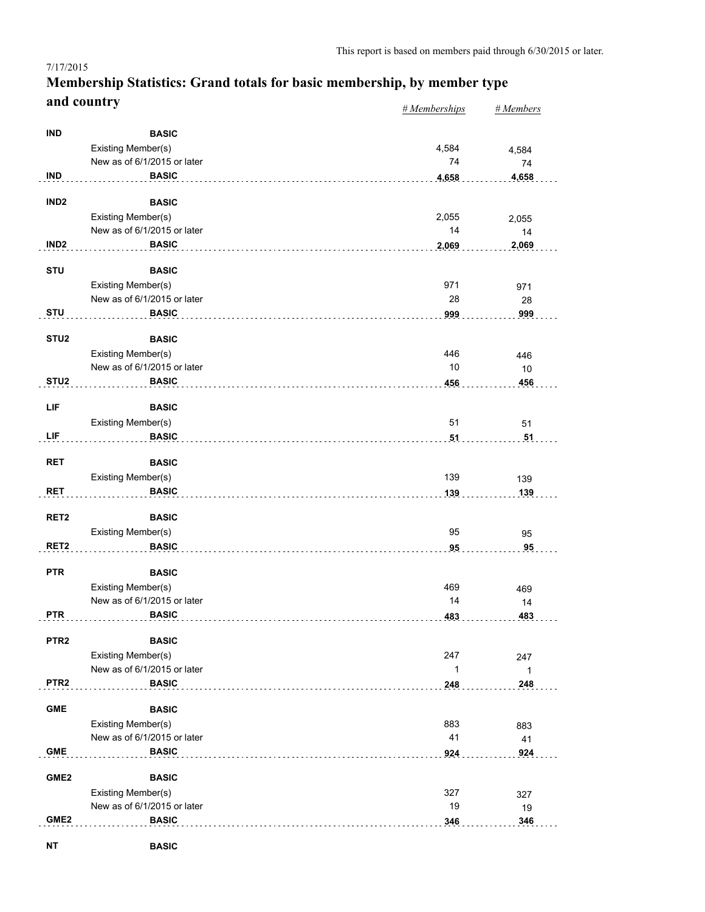This report is based on members paid through 6/30/2015 or later.

7/17/2015

# Membership Statistics: Grand totals for basic membership, by member type and country

| | | | *# Memberships* | *# Members* |
|---|---|---|---|---|
| **IND** | **BASIC** | | | |
| | Existing Member(s) | | 4,584 | 4,584 |
| | New as of 6/1/2015 or later | | 74 | 74 |
| **IND** | **BASIC** | | **4,658** | **4,658** |
| **IND2** | **BASIC** | | | |
| | Existing Member(s) | | 2,055 | 2,055 |
| | New as of 6/1/2015 or later | | 14 | 14 |
| **IND2** | **BASIC** | | **2,069** | **2,069** |
| **STU** | **BASIC** | | | |
| | Existing Member(s) | | 971 | 971 |
| | New as of 6/1/2015 or later | | 28 | 28 |
| **STU** | **BASIC** | | **999** | **999** |
| **STU2** | **BASIC** | | | |
| | Existing Member(s) | | 446 | 446 |
| | New as of 6/1/2015 or later | | 10 | 10 |
| **STU2** | **BASIC** | | **456** | **456** |
| **LIF** | **BASIC** | | | |
| | Existing Member(s) | | 51 | 51 |
| **LIF** | **BASIC** | | **51** | **51** |
| **RET** | **BASIC** | | | |
| | Existing Member(s) | | 139 | 139 |
| **RET** | **BASIC** | | **139** | **139** |
| **RET2** | **BASIC** | | | |
| | Existing Member(s) | | 95 | 95 |
| **RET2** | **BASIC** | | **95** | **95** |
| **PTR** | **BASIC** | | | |
| | Existing Member(s) | | 469 | 469 |
| | New as of 6/1/2015 or later | | 14 | 14 |
| **PTR** | **BASIC** | | **483** | **483** |
| **PTR2** | **BASIC** | | | |
| | Existing Member(s) | | 247 | 247 |
| | New as of 6/1/2015 or later | | 1 | 1 |
| **PTR2** | **BASIC** | | **248** | **248** |
| **GME** | **BASIC** | | | |
| | Existing Member(s) | | 883 | 883 |
| | New as of 6/1/2015 or later | | 41 | 41 |
| **GME** | **BASIC** | | **924** | **924** |
| **GME2** | **BASIC** | | | |
| | Existing Member(s) | | 327 | 327 |
| | New as of 6/1/2015 or later | | 19 | 19 |
| **GME2** | **BASIC** | | **346** | **346** |
| **NT** | **BASIC** | | | |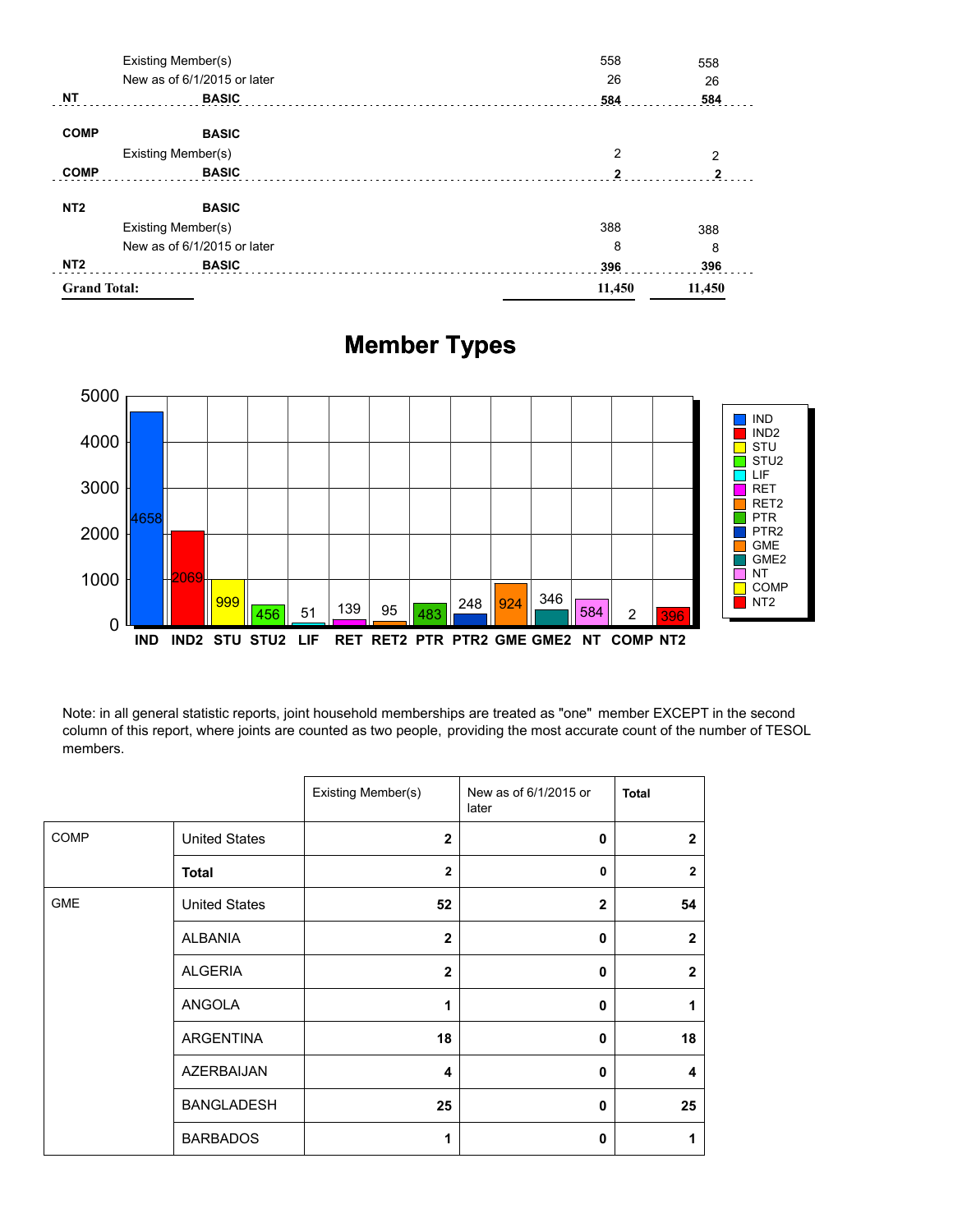| | | | |
|---|---|---|---|
| | Existing Member(s) | 558 | 558 |
| | New as of 6/1/2015 or later | 26 | 26 |
| **NT** | **BASIC** | **584** | **584** |
| **COMP** | **BASIC** | | |
| | Existing Member(s) | 2 | 2 |
| **COMP** | **BASIC** | **2** | **2** |
| **NT2** | **BASIC** | | |
| | Existing Member(s) | 388 | 388 |
| | New as of 6/1/2015 or later | 8 | 8 |
| **NT2** | **BASIC** | **396** | **396** |
| **Grand Total:** | | **11,450** | **11,450** |

## Member Types

| Type | Count |
|---|---|
| IND | 4658 |
| IND2 | 2069 |
| STU | 999 |
| STU2 | 456 |
| LIF | 51 |
| RET | 139 |
| RET2 | 95 |
| PTR | 483 |
| PTR2 | 248 |
| GME | 924 |
| GME2 | 346 |
| NT | 584 |
| COMP | 2 |
| NT2 | 396 |

Note: in all general statistic reports, joint household memberships are treated as "one" member EXCEPT in the second column of this report, where joints are counted as two people, providing the most accurate count of the number of TESOL members.

| | | Existing Member(s) | New as of 6/1/2015 or later | **Total** |
|---|---|---|---|---|
| COMP | United States | **2** | **0** | **2** |
| | **Total** | **2** | **0** | **2** |
| GME | United States | **52** | **2** | **54** |
| | ALBANIA | **2** | **0** | **2** |
| | ALGERIA | **2** | **0** | **2** |
| | ANGOLA | **1** | **0** | **1** |
| | ARGENTINA | **18** | **0** | **18** |
| | AZERBAIJAN | **4** | **0** | **4** |
| | BANGLADESH | **25** | **0** | **25** |
| | BARBADOS | **1** | **0** | **1** |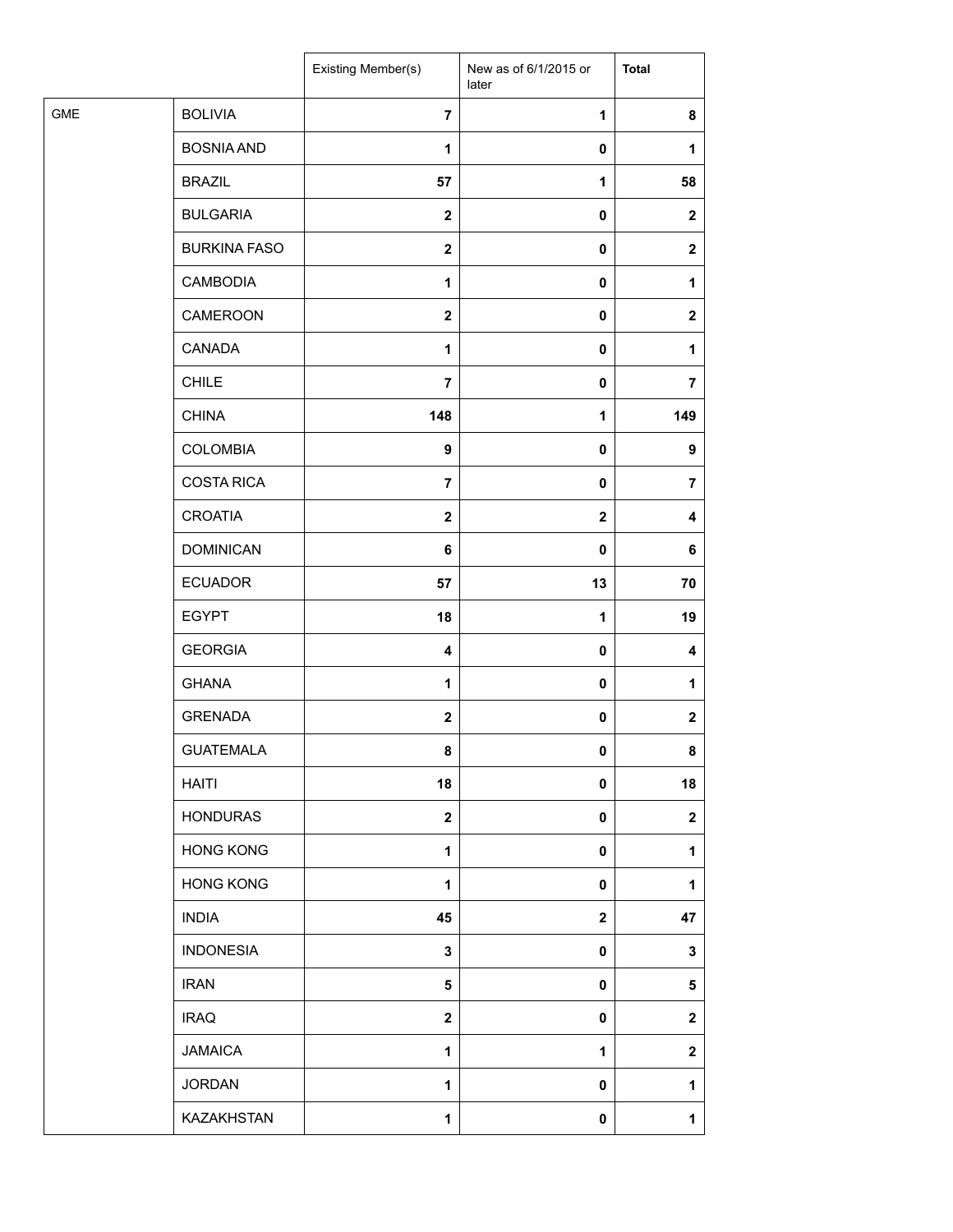| | | Existing Member(s) | New as of 6/1/2015 or later | **Total** |
|---|---|---|---|---|
| GME | BOLIVIA | **7** | **1** | **8** |
| | BOSNIA AND | **1** | **0** | **1** |
| | BRAZIL | **57** | **1** | **58** |
| | BULGARIA | **2** | **0** | **2** |
| | BURKINA FASO | **2** | **0** | **2** |
| | CAMBODIA | **1** | **0** | **1** |
| | CAMEROON | **2** | **0** | **2** |
| | CANADA | **1** | **0** | **1** |
| | CHILE | **7** | **0** | **7** |
| | CHINA | **148** | **1** | **149** |
| | COLOMBIA | **9** | **0** | **9** |
| | COSTA RICA | **7** | **0** | **7** |
| | CROATIA | **2** | **2** | **4** |
| | DOMINICAN | **6** | **0** | **6** |
| | ECUADOR | **57** | **13** | **70** |
| | EGYPT | **18** | **1** | **19** |
| | GEORGIA | **4** | **0** | **4** |
| | GHANA | **1** | **0** | **1** |
| | GRENADA | **2** | **0** | **2** |
| | GUATEMALA | **8** | **0** | **8** |
| | HAITI | **18** | **0** | **18** |
| | HONDURAS | **2** | **0** | **2** |
| | HONG KONG | **1** | **0** | **1** |
| | HONG KONG | **1** | **0** | **1** |
| | INDIA | **45** | **2** | **47** |
| | INDONESIA | **3** | **0** | **3** |
| | IRAN | **5** | **0** | **5** |
| | IRAQ | **2** | **0** | **2** |
| | JAMAICA | **1** | **1** | **2** |
| | JORDAN | **1** | **0** | **1** |
| | KAZAKHSTAN | **1** | **0** | **1** |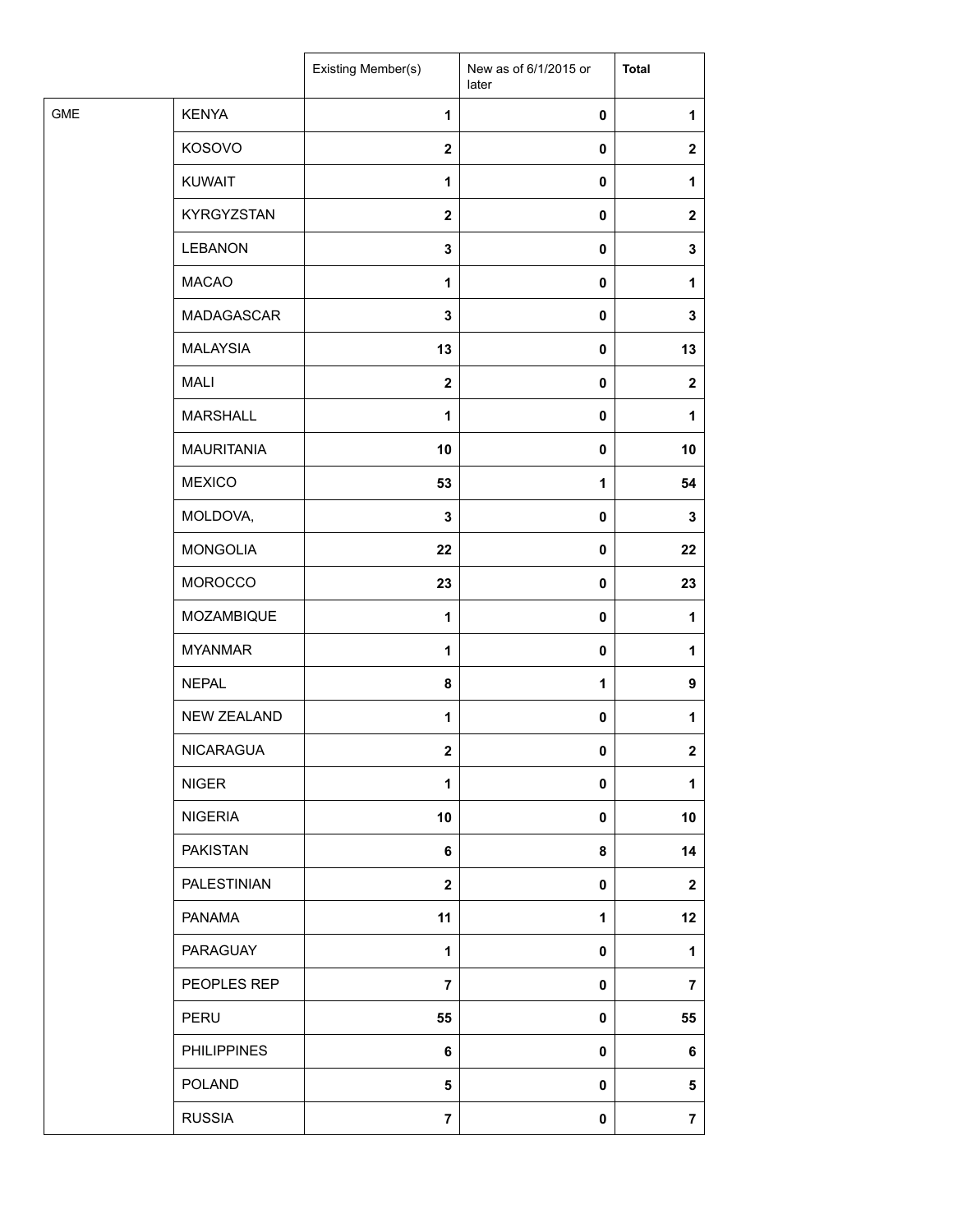| | | Existing Member(s) | New as of 6/1/2015 or later | **Total** |
|---|---|---|---|---|
| GME | KENYA | **1** | **0** | **1** |
| | KOSOVO | **2** | **0** | **2** |
| | KUWAIT | **1** | **0** | **1** |
| | KYRGYZSTAN | **2** | **0** | **2** |
| | LEBANON | **3** | **0** | **3** |
| | MACAO | **1** | **0** | **1** |
| | MADAGASCAR | **3** | **0** | **3** |
| | MALAYSIA | **13** | **0** | **13** |
| | MALI | **2** | **0** | **2** |
| | MARSHALL | **1** | **0** | **1** |
| | MAURITANIA | **10** | **0** | **10** |
| | MEXICO | **53** | **1** | **54** |
| | MOLDOVA, | **3** | **0** | **3** |
| | MONGOLIA | **22** | **0** | **22** |
| | MOROCCO | **23** | **0** | **23** |
| | MOZAMBIQUE | **1** | **0** | **1** |
| | MYANMAR | **1** | **0** | **1** |
| | NEPAL | **8** | **1** | **9** |
| | NEW ZEALAND | **1** | **0** | **1** |
| | NICARAGUA | **2** | **0** | **2** |
| | NIGER | **1** | **0** | **1** |
| | NIGERIA | **10** | **0** | **10** |
| | PAKISTAN | **6** | **8** | **14** |
| | PALESTINIAN | **2** | **0** | **2** |
| | PANAMA | **11** | **1** | **12** |
| | PARAGUAY | **1** | **0** | **1** |
| | PEOPLES REP | **7** | **0** | **7** |
| | PERU | **55** | **0** | **55** |
| | PHILIPPINES | **6** | **0** | **6** |
| | POLAND | **5** | **0** | **5** |
| | RUSSIA | **7** | **0** | **7** |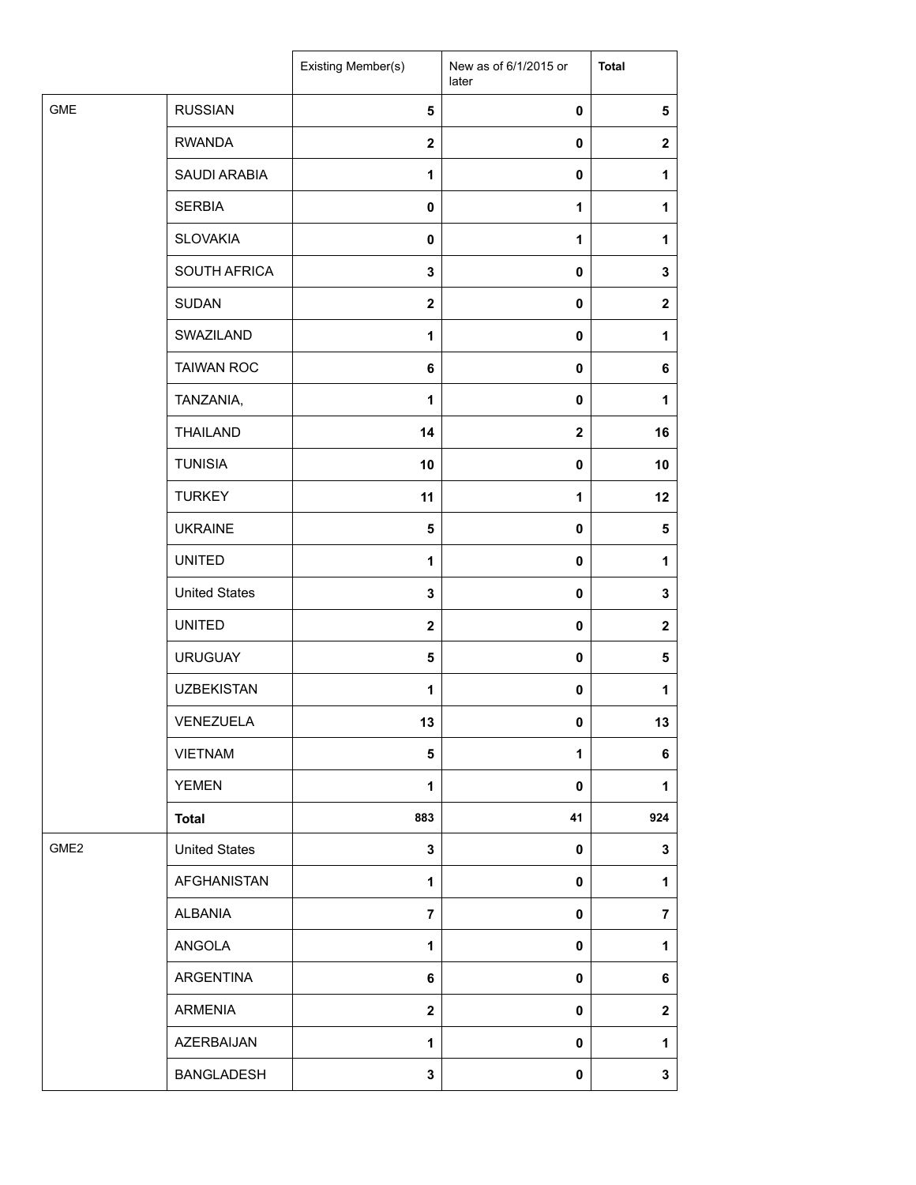| | | Existing Member(s) | New as of 6/1/2015 or later | Total |
|---|---|---|---|---|
| GME | RUSSIAN | 5 | 0 | 5 |
| | RWANDA | 2 | 0 | 2 |
| | SAUDI ARABIA | 1 | 0 | 1 |
| | SERBIA | 0 | 1 | 1 |
| | SLOVAKIA | 0 | 1 | 1 |
| | SOUTH AFRICA | 3 | 0 | 3 |
| | SUDAN | 2 | 0 | 2 |
| | SWAZILAND | 1 | 0 | 1 |
| | TAIWAN ROC | 6 | 0 | 6 |
| | TANZANIA, | 1 | 0 | 1 |
| | THAILAND | 14 | 2 | 16 |
| | TUNISIA | 10 | 0 | 10 |
| | TURKEY | 11 | 1 | 12 |
| | UKRAINE | 5 | 0 | 5 |
| | UNITED | 1 | 0 | 1 |
| | United States | 3 | 0 | 3 |
| | UNITED | 2 | 0 | 2 |
| | URUGUAY | 5 | 0 | 5 |
| | UZBEKISTAN | 1 | 0 | 1 |
| | VENEZUELA | 13 | 0 | 13 |
| | VIETNAM | 5 | 1 | 6 |
| | YEMEN | 1 | 0 | 1 |
| | **Total** | 883 | 41 | 924 |
| GME2 | United States | 3 | 0 | 3 |
| | AFGHANISTAN | 1 | 0 | 1 |
| | ALBANIA | 7 | 0 | 7 |
| | ANGOLA | 1 | 0 | 1 |
| | ARGENTINA | 6 | 0 | 6 |
| | ARMENIA | 2 | 0 | 2 |
| | AZERBAIJAN | 1 | 0 | 1 |
| | BANGLADESH | 3 | 0 | 3 |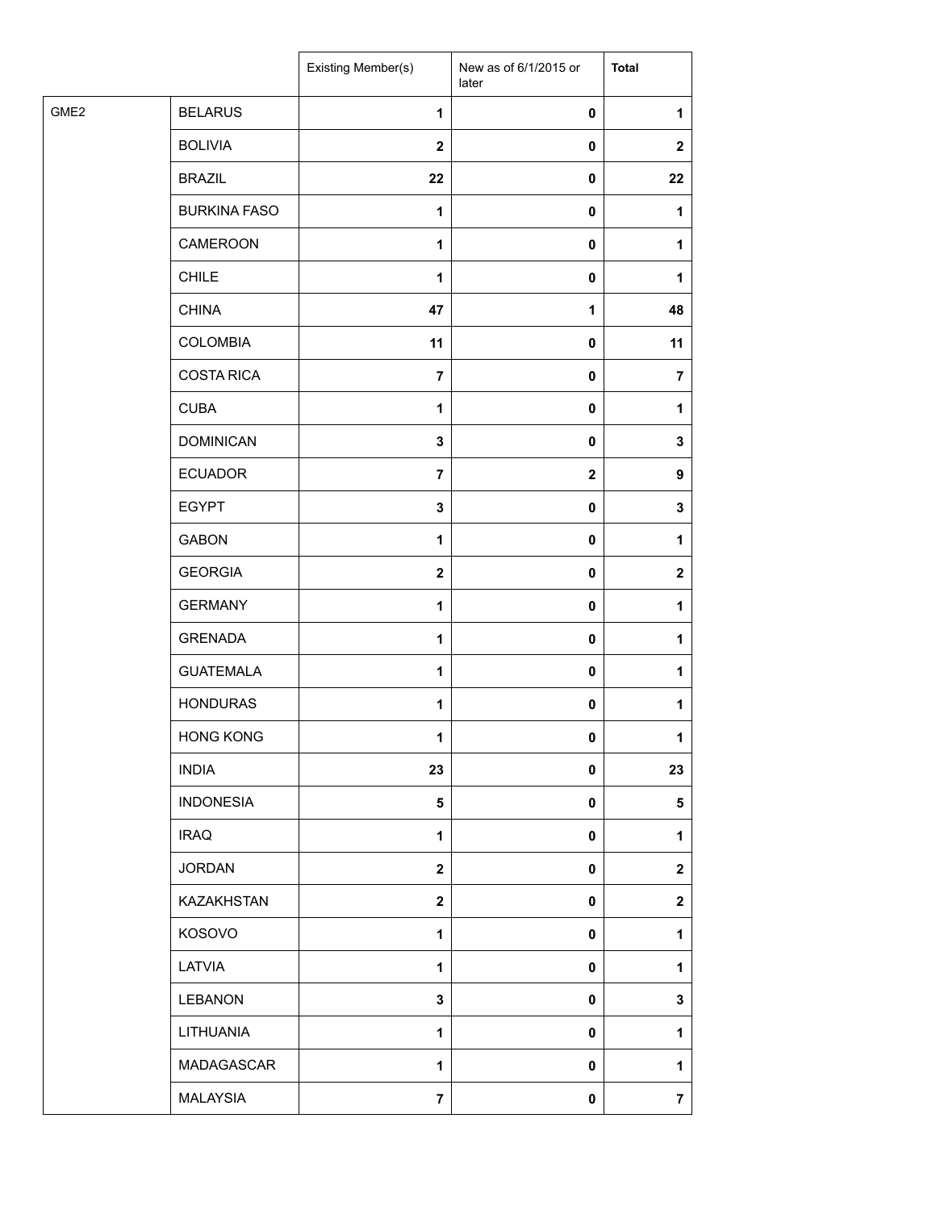| | | Existing Member(s) | New as of 6/1/2015 or later | **Total** |
|---|---|---|---|---|
| GME2 | BELARUS | **1** | **0** | **1** |
| | BOLIVIA | **2** | **0** | **2** |
| | BRAZIL | **22** | **0** | **22** |
| | BURKINA FASO | **1** | **0** | **1** |
| | CAMEROON | **1** | **0** | **1** |
| | CHILE | **1** | **0** | **1** |
| | CHINA | **47** | **1** | **48** |
| | COLOMBIA | **11** | **0** | **11** |
| | COSTA RICA | **7** | **0** | **7** |
| | CUBA | **1** | **0** | **1** |
| | DOMINICAN | **3** | **0** | **3** |
| | ECUADOR | **7** | **2** | **9** |
| | EGYPT | **3** | **0** | **3** |
| | GABON | **1** | **0** | **1** |
| | GEORGIA | **2** | **0** | **2** |
| | GERMANY | **1** | **0** | **1** |
| | GRENADA | **1** | **0** | **1** |
| | GUATEMALA | **1** | **0** | **1** |
| | HONDURAS | **1** | **0** | **1** |
| | HONG KONG | **1** | **0** | **1** |
| | INDIA | **23** | **0** | **23** |
| | INDONESIA | **5** | **0** | **5** |
| | IRAQ | **1** | **0** | **1** |
| | JORDAN | **2** | **0** | **2** |
| | KAZAKHSTAN | **2** | **0** | **2** |
| | KOSOVO | **1** | **0** | **1** |
| | LATVIA | **1** | **0** | **1** |
| | LEBANON | **3** | **0** | **3** |
| | LITHUANIA | **1** | **0** | **1** |
| | MADAGASCAR | **1** | **0** | **1** |
| | MALAYSIA | **7** | **0** | **7** |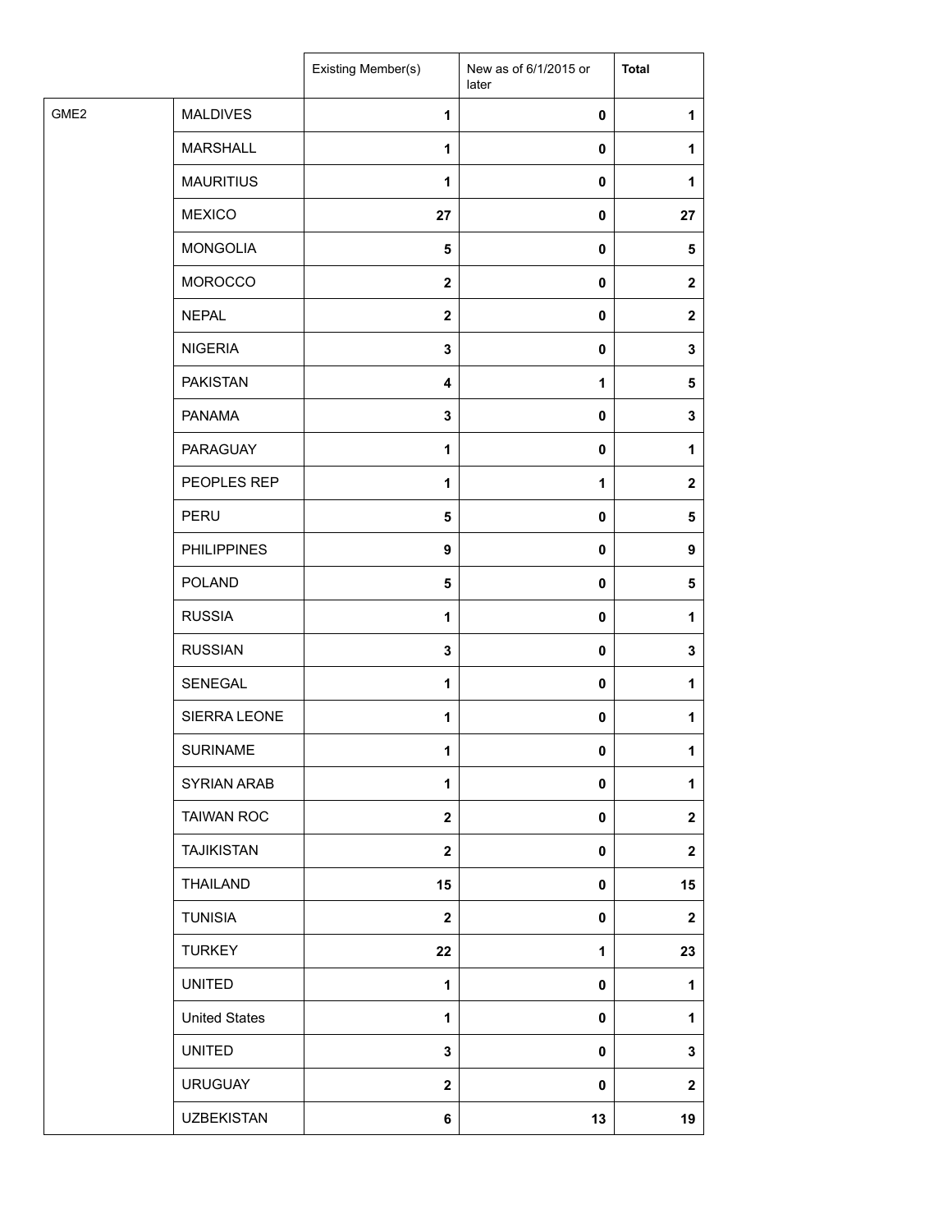| | | Existing Member(s) | New as of 6/1/2015 or later | **Total** |
|---|---|---|---|---|
| GME2 | MALDIVES | **1** | **0** | **1** |
| | MARSHALL | **1** | **0** | **1** |
| | MAURITIUS | **1** | **0** | **1** |
| | MEXICO | **27** | **0** | **27** |
| | MONGOLIA | **5** | **0** | **5** |
| | MOROCCO | **2** | **0** | **2** |
| | NEPAL | **2** | **0** | **2** |
| | NIGERIA | **3** | **0** | **3** |
| | PAKISTAN | **4** | **1** | **5** |
| | PANAMA | **3** | **0** | **3** |
| | PARAGUAY | **1** | **0** | **1** |
| | PEOPLES REP | **1** | **1** | **2** |
| | PERU | **5** | **0** | **5** |
| | PHILIPPINES | **9** | **0** | **9** |
| | POLAND | **5** | **0** | **5** |
| | RUSSIA | **1** | **0** | **1** |
| | RUSSIAN | **3** | **0** | **3** |
| | SENEGAL | **1** | **0** | **1** |
| | SIERRA LEONE | **1** | **0** | **1** |
| | SURINAME | **1** | **0** | **1** |
| | SYRIAN ARAB | **1** | **0** | **1** |
| | TAIWAN ROC | **2** | **0** | **2** |
| | TAJIKISTAN | **2** | **0** | **2** |
| | THAILAND | **15** | **0** | **15** |
| | TUNISIA | **2** | **0** | **2** |
| | TURKEY | **22** | **1** | **23** |
| | UNITED | **1** | **0** | **1** |
| | United States | **1** | **0** | **1** |
| | UNITED | **3** | **0** | **3** |
| | URUGUAY | **2** | **0** | **2** |
| | UZBEKISTAN | **6** | **13** | **19** |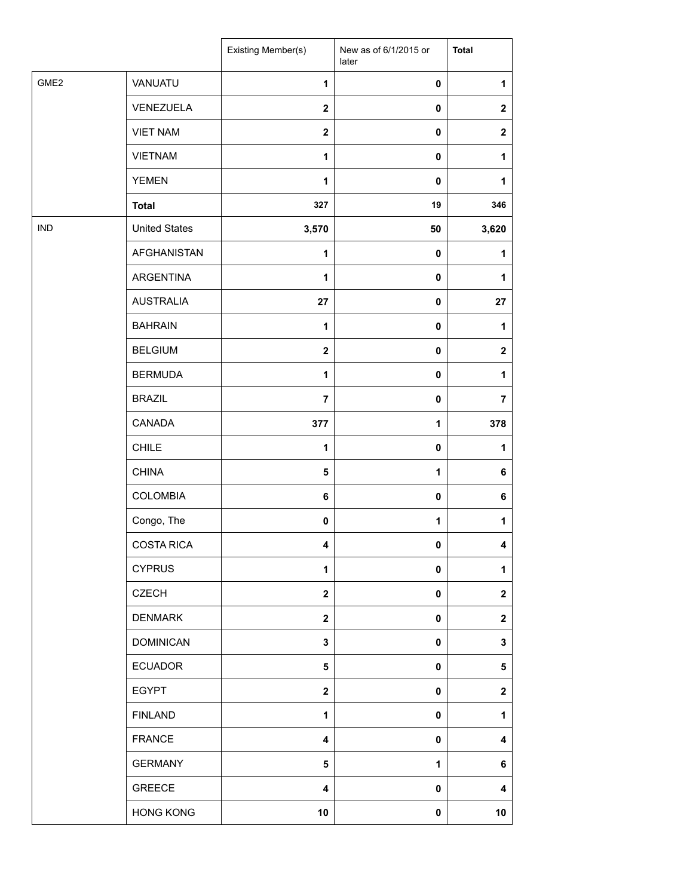| | | Existing Member(s) | New as of 6/1/2015 or later | Total |
|---|---|---|---|---|
| GME2 | VANUATU | 1 | 0 | 1 |
| | VENEZUELA | 2 | 0 | 2 |
| | VIET NAM | 2 | 0 | 2 |
| | VIETNAM | 1 | 0 | 1 |
| | YEMEN | 1 | 0 | 1 |
| | **Total** | 327 | 19 | 346 |
| IND | United States | 3,570 | 50 | 3,620 |
| | AFGHANISTAN | 1 | 0 | 1 |
| | ARGENTINA | 1 | 0 | 1 |
| | AUSTRALIA | 27 | 0 | 27 |
| | BAHRAIN | 1 | 0 | 1 |
| | BELGIUM | 2 | 0 | 2 |
| | BERMUDA | 1 | 0 | 1 |
| | BRAZIL | 7 | 0 | 7 |
| | CANADA | 377 | 1 | 378 |
| | CHILE | 1 | 0 | 1 |
| | CHINA | 5 | 1 | 6 |
| | COLOMBIA | 6 | 0 | 6 |
| | Congo, The | 0 | 1 | 1 |
| | COSTA RICA | 4 | 0 | 4 |
| | CYPRUS | 1 | 0 | 1 |
| | CZECH | 2 | 0 | 2 |
| | DENMARK | 2 | 0 | 2 |
| | DOMINICAN | 3 | 0 | 3 |
| | ECUADOR | 5 | 0 | 5 |
| | EGYPT | 2 | 0 | 2 |
| | FINLAND | 1 | 0 | 1 |
| | FRANCE | 4 | 0 | 4 |
| | GERMANY | 5 | 1 | 6 |
| | GREECE | 4 | 0 | 4 |
| | HONG KONG | 10 | 0 | 10 |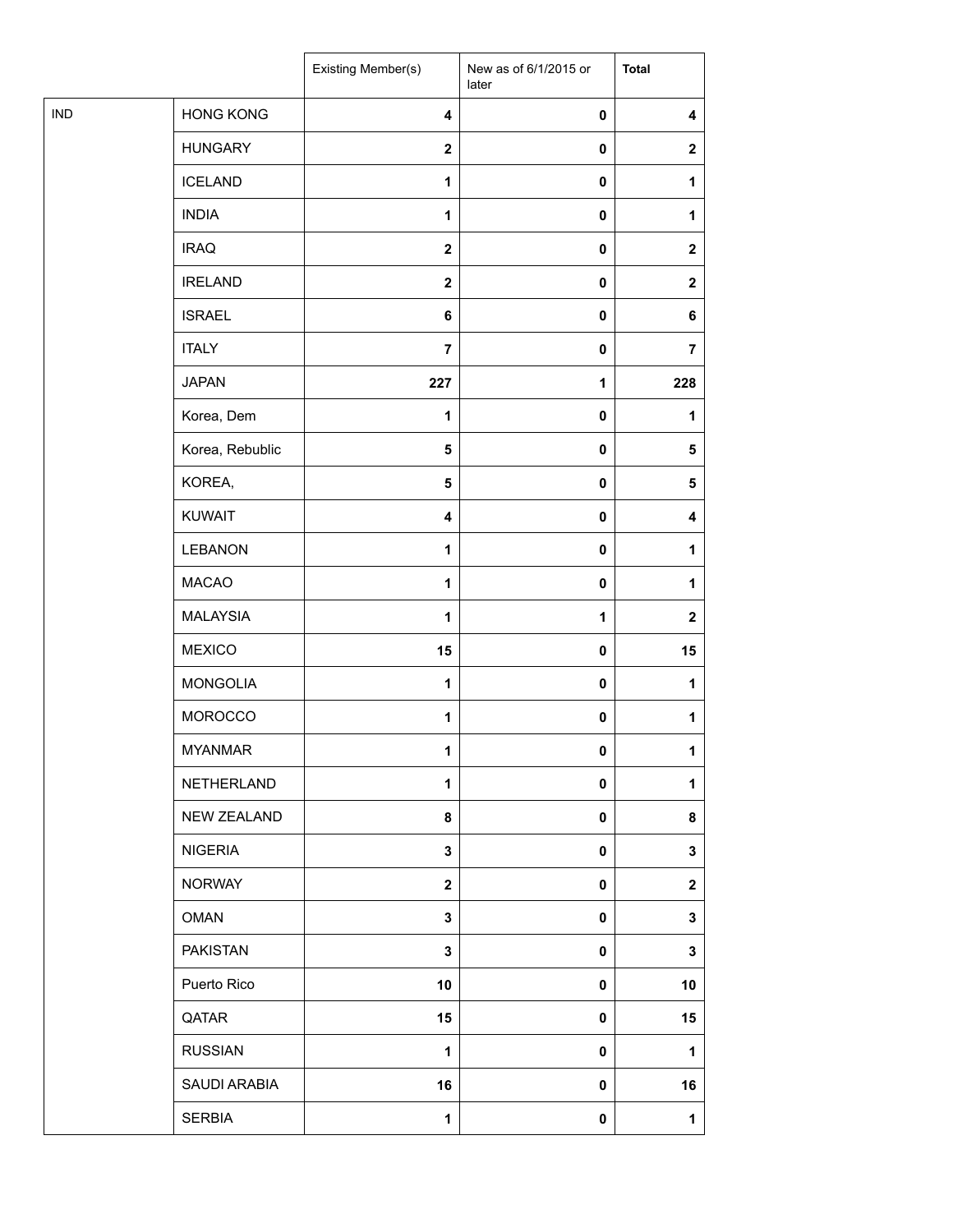| | | Existing Member(s) | New as of 6/1/2015 or later | **Total** |
|---|---|---|---|---|
| IND | HONG KONG | **4** | **0** | **4** |
| | HUNGARY | **2** | **0** | **2** |
| | ICELAND | **1** | **0** | **1** |
| | INDIA | **1** | **0** | **1** |
| | IRAQ | **2** | **0** | **2** |
| | IRELAND | **2** | **0** | **2** |
| | ISRAEL | **6** | **0** | **6** |
| | ITALY | **7** | **0** | **7** |
| | JAPAN | **227** | **1** | **228** |
| | Korea, Dem | **1** | **0** | **1** |
| | Korea, Rebublic | **5** | **0** | **5** |
| | KOREA, | **5** | **0** | **5** |
| | KUWAIT | **4** | **0** | **4** |
| | LEBANON | **1** | **0** | **1** |
| | MACAO | **1** | **0** | **1** |
| | MALAYSIA | **1** | **1** | **2** |
| | MEXICO | **15** | **0** | **15** |
| | MONGOLIA | **1** | **0** | **1** |
| | MOROCCO | **1** | **0** | **1** |
| | MYANMAR | **1** | **0** | **1** |
| | NETHERLAND | **1** | **0** | **1** |
| | NEW ZEALAND | **8** | **0** | **8** |
| | NIGERIA | **3** | **0** | **3** |
| | NORWAY | **2** | **0** | **2** |
| | OMAN | **3** | **0** | **3** |
| | PAKISTAN | **3** | **0** | **3** |
| | Puerto Rico | **10** | **0** | **10** |
| | QATAR | **15** | **0** | **15** |
| | RUSSIAN | **1** | **0** | **1** |
| | SAUDI ARABIA | **16** | **0** | **16** |
| | SERBIA | **1** | **0** | **1** |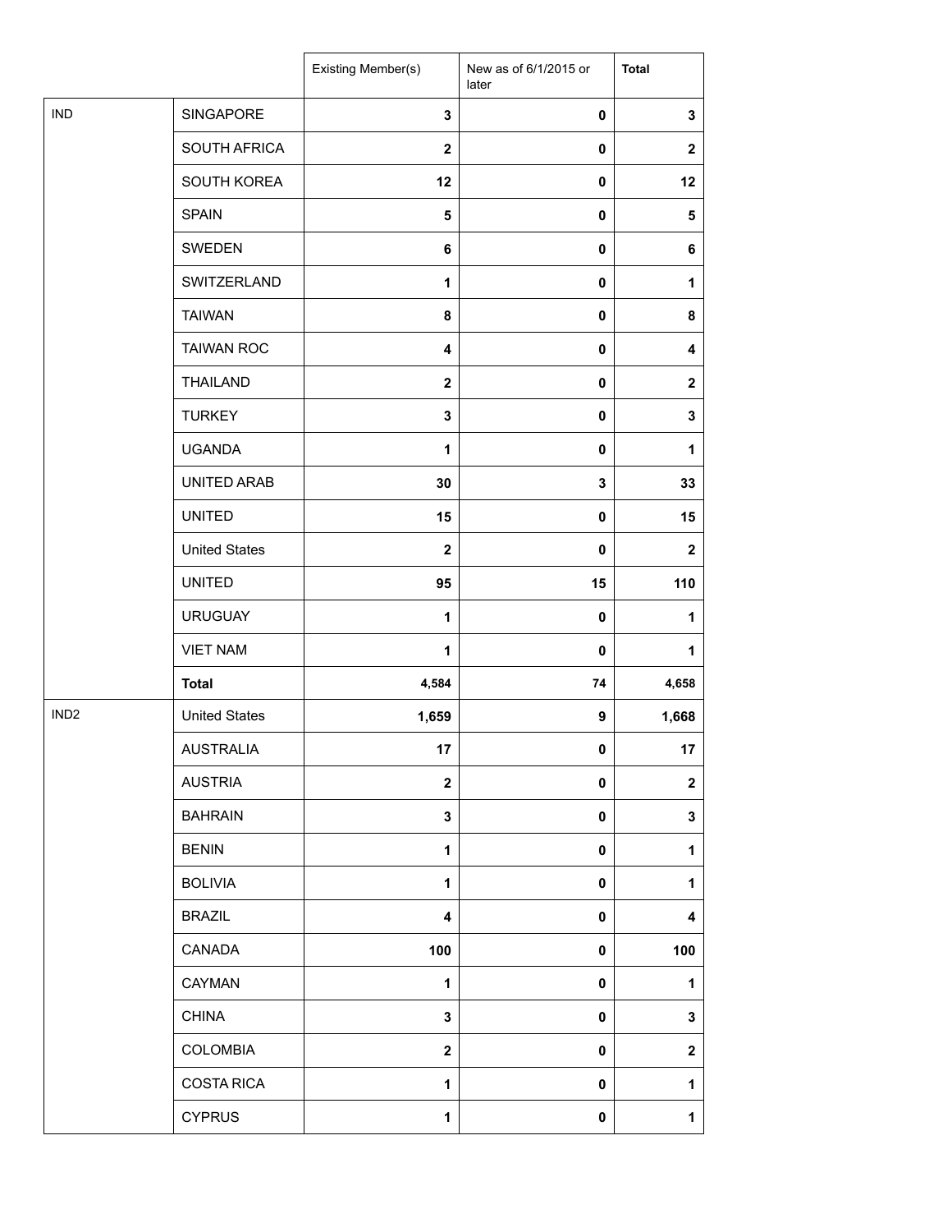| | | Existing Member(s) | New as of 6/1/2015 or later | Total |
|---|---|---|---|---|
| IND | SINGAPORE | 3 | 0 | 3 |
| | SOUTH AFRICA | 2 | 0 | 2 |
| | SOUTH KOREA | 12 | 0 | 12 |
| | SPAIN | 5 | 0 | 5 |
| | SWEDEN | 6 | 0 | 6 |
| | SWITZERLAND | 1 | 0 | 1 |
| | TAIWAN | 8 | 0 | 8 |
| | TAIWAN ROC | 4 | 0 | 4 |
| | THAILAND | 2 | 0 | 2 |
| | TURKEY | 3 | 0 | 3 |
| | UGANDA | 1 | 0 | 1 |
| | UNITED ARAB | 30 | 3 | 33 |
| | UNITED | 15 | 0 | 15 |
| | United States | 2 | 0 | 2 |
| | UNITED | 95 | 15 | 110 |
| | URUGUAY | 1 | 0 | 1 |
| | VIET NAM | 1 | 0 | 1 |
| | **Total** | 4,584 | 74 | 4,658 |
| IND2 | United States | 1,659 | 9 | 1,668 |
| | AUSTRALIA | 17 | 0 | 17 |
| | AUSTRIA | 2 | 0 | 2 |
| | BAHRAIN | 3 | 0 | 3 |
| | BENIN | 1 | 0 | 1 |
| | BOLIVIA | 1 | 0 | 1 |
| | BRAZIL | 4 | 0 | 4 |
| | CANADA | 100 | 0 | 100 |
| | CAYMAN | 1 | 0 | 1 |
| | CHINA | 3 | 0 | 3 |
| | COLOMBIA | 2 | 0 | 2 |
| | COSTA RICA | 1 | 0 | 1 |
| | CYPRUS | 1 | 0 | 1 |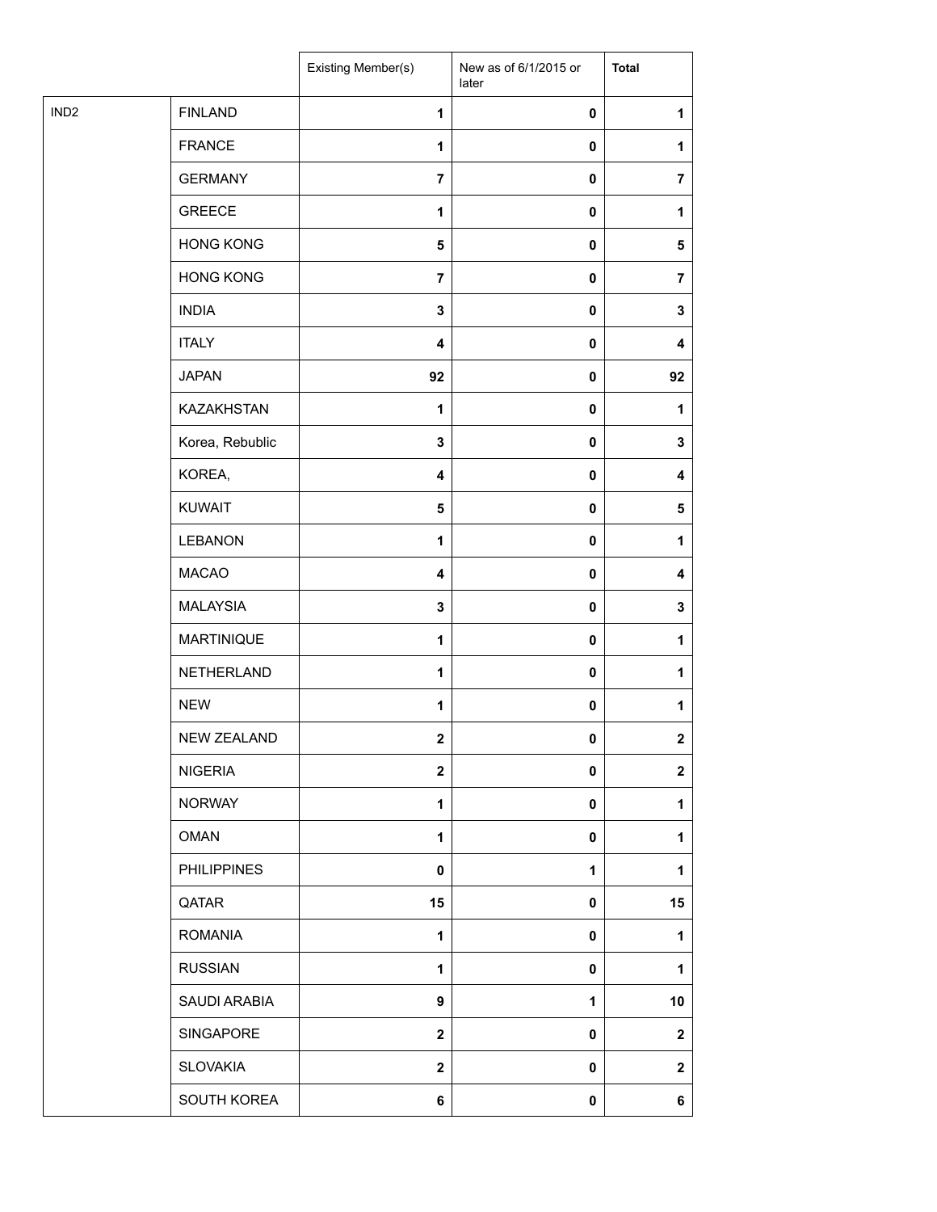| | | Existing Member(s) | New as of 6/1/2015 or later | **Total** |
|---|---|---|---|---|
| IND2 | FINLAND | **1** | **0** | **1** |
| | FRANCE | **1** | **0** | **1** |
| | GERMANY | **7** | **0** | **7** |
| | GREECE | **1** | **0** | **1** |
| | HONG KONG | **5** | **0** | **5** |
| | HONG KONG | **7** | **0** | **7** |
| | INDIA | **3** | **0** | **3** |
| | ITALY | **4** | **0** | **4** |
| | JAPAN | **92** | **0** | **92** |
| | KAZAKHSTAN | **1** | **0** | **1** |
| | Korea, Rebublic | **3** | **0** | **3** |
| | KOREA, | **4** | **0** | **4** |
| | KUWAIT | **5** | **0** | **5** |
| | LEBANON | **1** | **0** | **1** |
| | MACAO | **4** | **0** | **4** |
| | MALAYSIA | **3** | **0** | **3** |
| | MARTINIQUE | **1** | **0** | **1** |
| | NETHERLAND | **1** | **0** | **1** |
| | NEW | **1** | **0** | **1** |
| | NEW ZEALAND | **2** | **0** | **2** |
| | NIGERIA | **2** | **0** | **2** |
| | NORWAY | **1** | **0** | **1** |
| | OMAN | **1** | **0** | **1** |
| | PHILIPPINES | **0** | **1** | **1** |
| | QATAR | **15** | **0** | **15** |
| | ROMANIA | **1** | **0** | **1** |
| | RUSSIAN | **1** | **0** | **1** |
| | SAUDI ARABIA | **9** | **1** | **10** |
| | SINGAPORE | **2** | **0** | **2** |
| | SLOVAKIA | **2** | **0** | **2** |
| | SOUTH KOREA | **6** | **0** | **6** |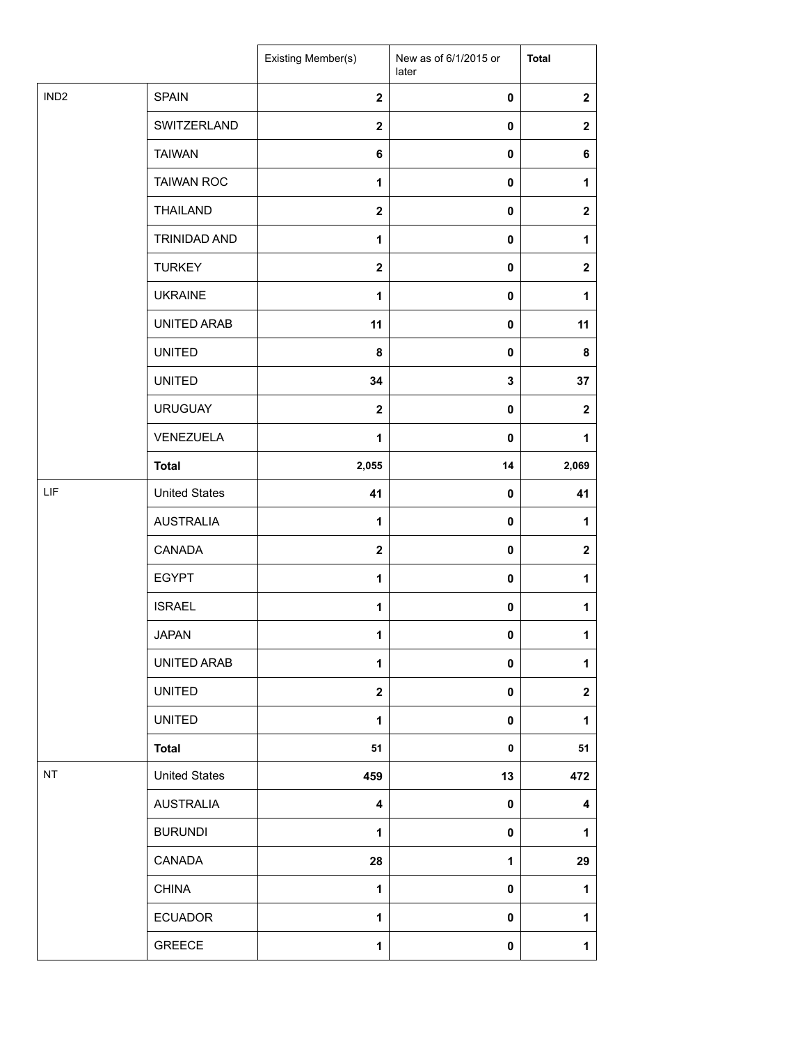| | | Existing Member(s) | New as of 6/1/2015 or later | Total |
|---|---|---|---|---|
| IND2 | SPAIN | 2 | 0 | 2 |
| | SWITZERLAND | 2 | 0 | 2 |
| | TAIWAN | 6 | 0 | 6 |
| | TAIWAN ROC | 1 | 0 | 1 |
| | THAILAND | 2 | 0 | 2 |
| | TRINIDAD AND | 1 | 0 | 1 |
| | TURKEY | 2 | 0 | 2 |
| | UKRAINE | 1 | 0 | 1 |
| | UNITED ARAB | 11 | 0 | 11 |
| | UNITED | 8 | 0 | 8 |
| | UNITED | 34 | 3 | 37 |
| | URUGUAY | 2 | 0 | 2 |
| | VENEZUELA | 1 | 0 | 1 |
| | **Total** | 2,055 | 14 | 2,069 |
| LIF | United States | 41 | 0 | 41 |
| | AUSTRALIA | 1 | 0 | 1 |
| | CANADA | 2 | 0 | 2 |
| | EGYPT | 1 | 0 | 1 |
| | ISRAEL | 1 | 0 | 1 |
| | JAPAN | 1 | 0 | 1 |
| | UNITED ARAB | 1 | 0 | 1 |
| | UNITED | 2 | 0 | 2 |
| | UNITED | 1 | 0 | 1 |
| | **Total** | 51 | 0 | 51 |
| NT | United States | 459 | 13 | 472 |
| | AUSTRALIA | 4 | 0 | 4 |
| | BURUNDI | 1 | 0 | 1 |
| | CANADA | 28 | 1 | 29 |
| | CHINA | 1 | 0 | 1 |
| | ECUADOR | 1 | 0 | 1 |
| | GREECE | 1 | 0 | 1 |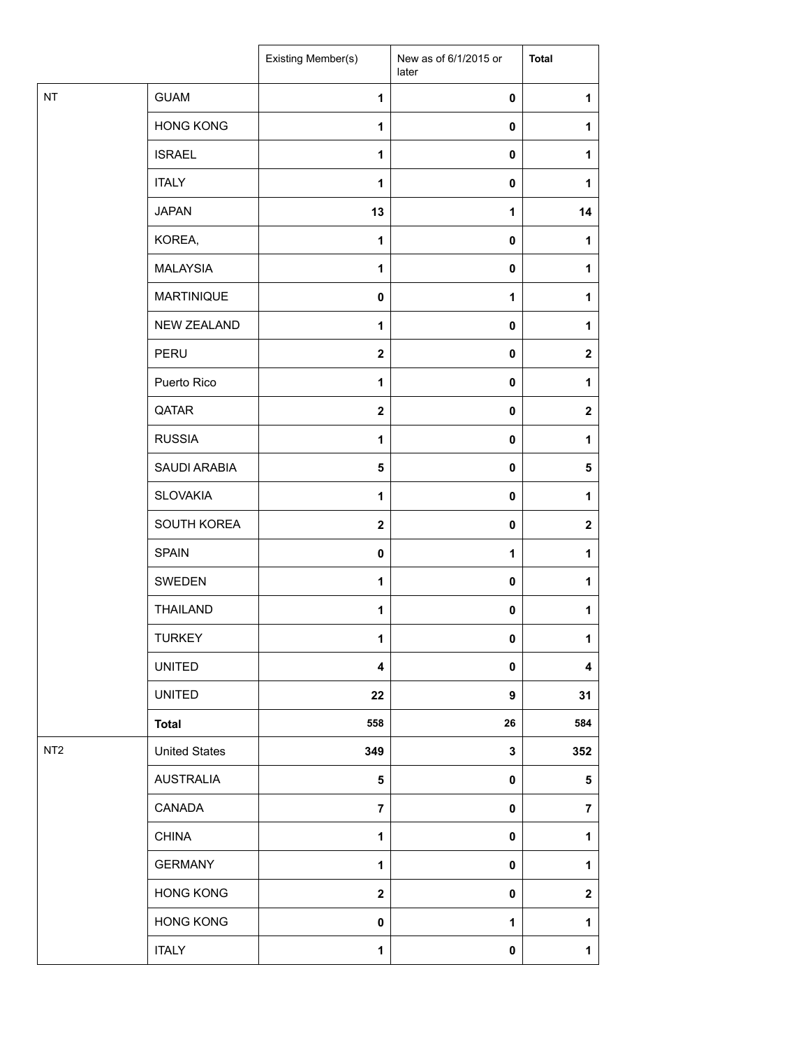| | | Existing Member(s) | New as of 6/1/2015 or later | **Total** |
|---|---|---|---|---|
| NT | GUAM | **1** | **0** | **1** |
| | HONG KONG | **1** | **0** | **1** |
| | ISRAEL | **1** | **0** | **1** |
| | ITALY | **1** | **0** | **1** |
| | JAPAN | **13** | **1** | **14** |
| | KOREA, | **1** | **0** | **1** |
| | MALAYSIA | **1** | **0** | **1** |
| | MARTINIQUE | **0** | **1** | **1** |
| | NEW ZEALAND | **1** | **0** | **1** |
| | PERU | **2** | **0** | **2** |
| | Puerto Rico | **1** | **0** | **1** |
| | QATAR | **2** | **0** | **2** |
| | RUSSIA | **1** | **0** | **1** |
| | SAUDI ARABIA | **5** | **0** | **5** |
| | SLOVAKIA | **1** | **0** | **1** |
| | SOUTH KOREA | **2** | **0** | **2** |
| | SPAIN | **0** | **1** | **1** |
| | SWEDEN | **1** | **0** | **1** |
| | THAILAND | **1** | **0** | **1** |
| | TURKEY | **1** | **0** | **1** |
| | UNITED | **4** | **0** | **4** |
| | UNITED | **22** | **9** | **31** |
| | **Total** | **558** | **26** | **584** |
| NT2 | United States | **349** | **3** | **352** |
| | AUSTRALIA | **5** | **0** | **5** |
| | CANADA | **7** | **0** | **7** |
| | CHINA | **1** | **0** | **1** |
| | GERMANY | **1** | **0** | **1** |
| | HONG KONG | **2** | **0** | **2** |
| | HONG KONG | **0** | **1** | **1** |
| | ITALY | **1** | **0** | **1** |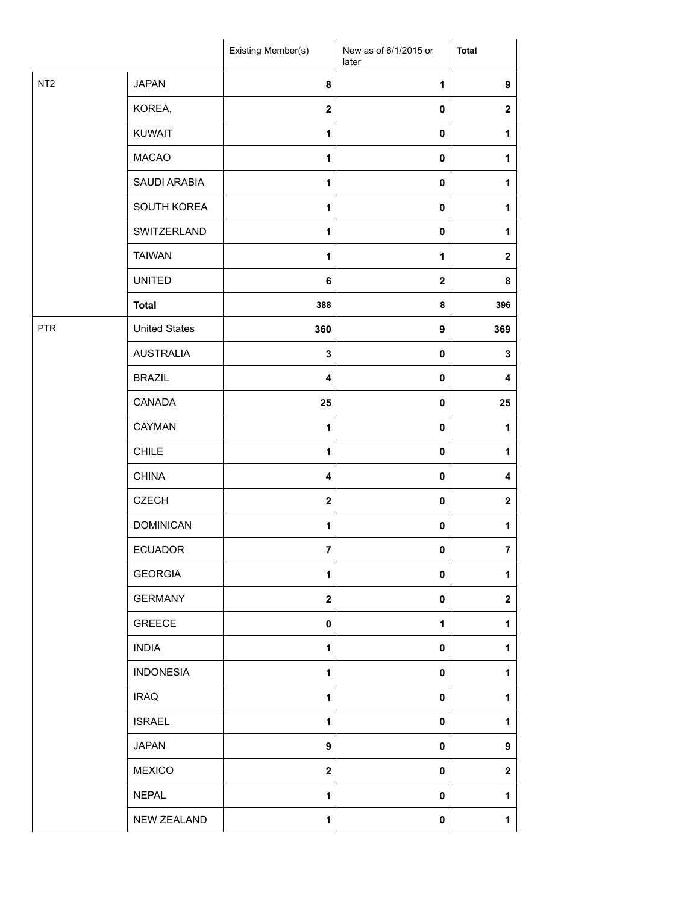| | | Existing Member(s) | New as of 6/1/2015 or later | **Total** |
|---|---|---|---|---|
| NT2 | JAPAN | **8** | **1** | **9** |
| | KOREA, | **2** | **0** | **2** |
| | KUWAIT | **1** | **0** | **1** |
| | MACAO | **1** | **0** | **1** |
| | SAUDI ARABIA | **1** | **0** | **1** |
| | SOUTH KOREA | **1** | **0** | **1** |
| | SWITZERLAND | **1** | **0** | **1** |
| | TAIWAN | **1** | **1** | **2** |
| | UNITED | **6** | **2** | **8** |
| | **Total** | **388** | **8** | **396** |
| PTR | United States | **360** | **9** | **369** |
| | AUSTRALIA | **3** | **0** | **3** |
| | BRAZIL | **4** | **0** | **4** |
| | CANADA | **25** | **0** | **25** |
| | CAYMAN | **1** | **0** | **1** |
| | CHILE | **1** | **0** | **1** |
| | CHINA | **4** | **0** | **4** |
| | CZECH | **2** | **0** | **2** |
| | DOMINICAN | **1** | **0** | **1** |
| | ECUADOR | **7** | **0** | **7** |
| | GEORGIA | **1** | **0** | **1** |
| | GERMANY | **2** | **0** | **2** |
| | GREECE | **0** | **1** | **1** |
| | INDIA | **1** | **0** | **1** |
| | INDONESIA | **1** | **0** | **1** |
| | IRAQ | **1** | **0** | **1** |
| | ISRAEL | **1** | **0** | **1** |
| | JAPAN | **9** | **0** | **9** |
| | MEXICO | **2** | **0** | **2** |
| | NEPAL | **1** | **0** | **1** |
| | NEW ZEALAND | **1** | **0** | **1** |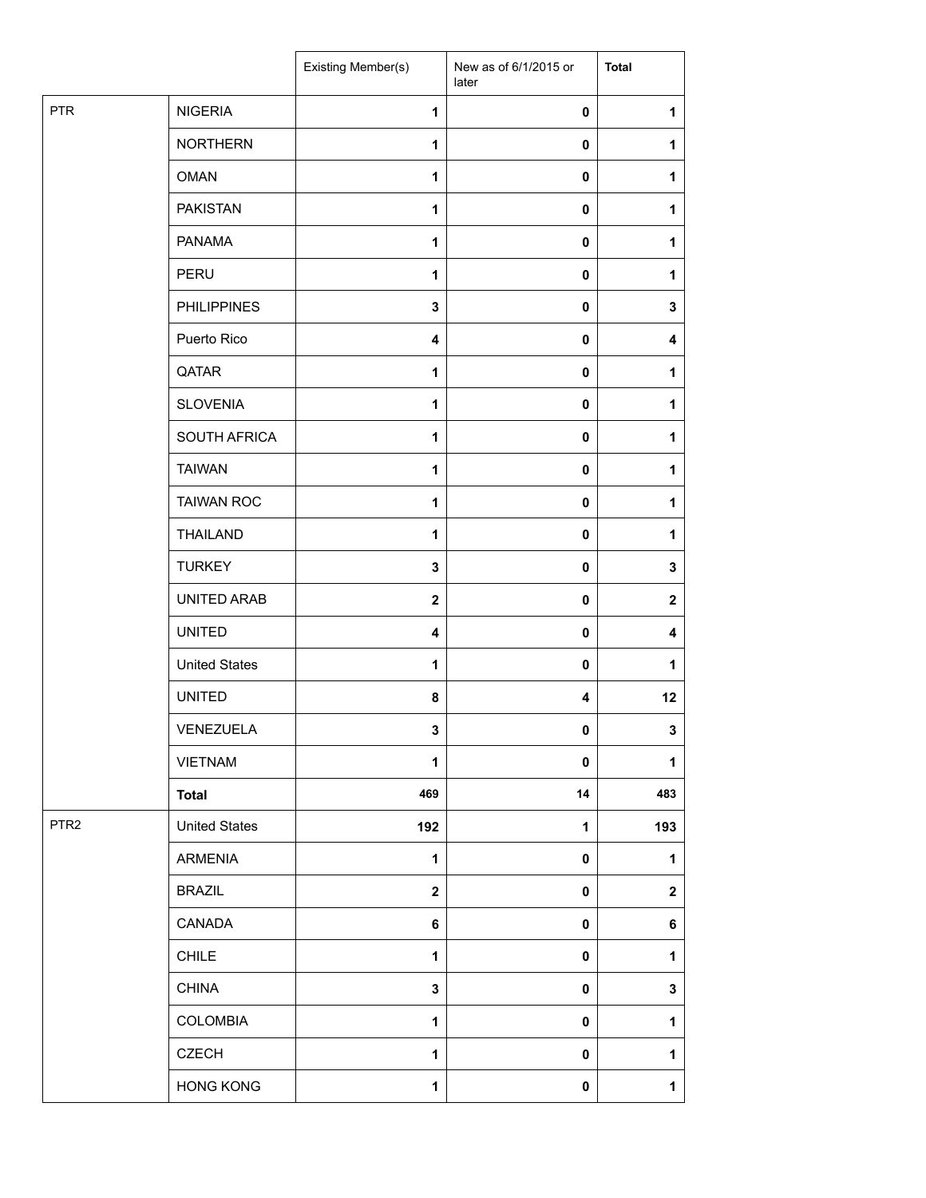| | | Existing Member(s) | New as of 6/1/2015 or later | **Total** |
|---|---|---|---|---|
| PTR | NIGERIA | **1** | **0** | **1** |
| | NORTHERN | **1** | **0** | **1** |
| | OMAN | **1** | **0** | **1** |
| | PAKISTAN | **1** | **0** | **1** |
| | PANAMA | **1** | **0** | **1** |
| | PERU | **1** | **0** | **1** |
| | PHILIPPINES | **3** | **0** | **3** |
| | Puerto Rico | **4** | **0** | **4** |
| | QATAR | **1** | **0** | **1** |
| | SLOVENIA | **1** | **0** | **1** |
| | SOUTH AFRICA | **1** | **0** | **1** |
| | TAIWAN | **1** | **0** | **1** |
| | TAIWAN ROC | **1** | **0** | **1** |
| | THAILAND | **1** | **0** | **1** |
| | TURKEY | **3** | **0** | **3** |
| | UNITED ARAB | **2** | **0** | **2** |
| | UNITED | **4** | **0** | **4** |
| | United States | **1** | **0** | **1** |
| | UNITED | **8** | **4** | **12** |
| | VENEZUELA | **3** | **0** | **3** |
| | VIETNAM | **1** | **0** | **1** |
| | **Total** | **469** | **14** | **483** |
| PTR2 | United States | **192** | **1** | **193** |
| | ARMENIA | **1** | **0** | **1** |
| | BRAZIL | **2** | **0** | **2** |
| | CANADA | **6** | **0** | **6** |
| | CHILE | **1** | **0** | **1** |
| | CHINA | **3** | **0** | **3** |
| | COLOMBIA | **1** | **0** | **1** |
| | CZECH | **1** | **0** | **1** |
| | HONG KONG | **1** | **0** | **1** |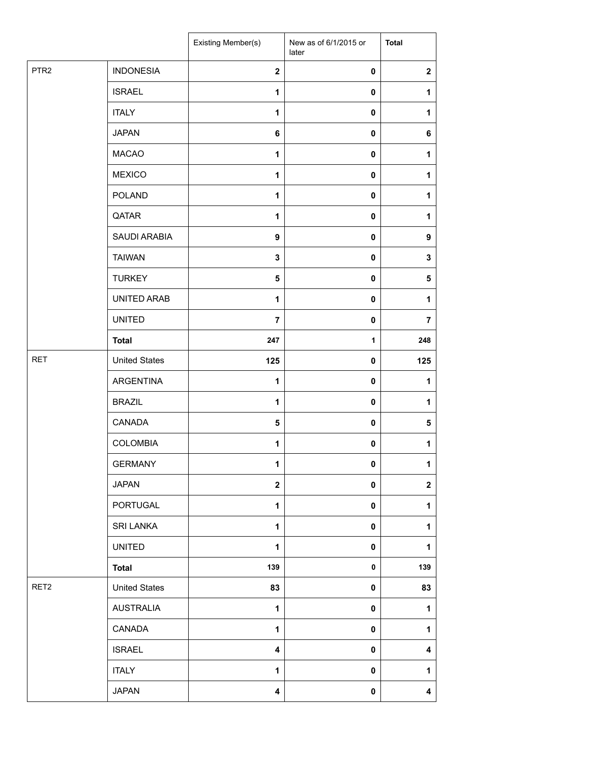| | | Existing Member(s) | New as of 6/1/2015 or later | Total |
|---|---|---|---|---|
| PTR2 | INDONESIA | **2** | **0** | **2** |
| | ISRAEL | **1** | **0** | **1** |
| | ITALY | **1** | **0** | **1** |
| | JAPAN | **6** | **0** | **6** |
| | MACAO | **1** | **0** | **1** |
| | MEXICO | **1** | **0** | **1** |
| | POLAND | **1** | **0** | **1** |
| | QATAR | **1** | **0** | **1** |
| | SAUDI ARABIA | **9** | **0** | **9** |
| | TAIWAN | **3** | **0** | **3** |
| | TURKEY | **5** | **0** | **5** |
| | UNITED ARAB | **1** | **0** | **1** |
| | UNITED | **7** | **0** | **7** |
| | **Total** | **247** | **1** | **248** |
| RET | United States | **125** | **0** | **125** |
| | ARGENTINA | **1** | **0** | **1** |
| | BRAZIL | **1** | **0** | **1** |
| | CANADA | **5** | **0** | **5** |
| | COLOMBIA | **1** | **0** | **1** |
| | GERMANY | **1** | **0** | **1** |
| | JAPAN | **2** | **0** | **2** |
| | PORTUGAL | **1** | **0** | **1** |
| | SRI LANKA | **1** | **0** | **1** |
| | UNITED | **1** | **0** | **1** |
| | **Total** | **139** | **0** | **139** |
| RET2 | United States | **83** | **0** | **83** |
| | AUSTRALIA | **1** | **0** | **1** |
| | CANADA | **1** | **0** | **1** |
| | ISRAEL | **4** | **0** | **4** |
| | ITALY | **1** | **0** | **1** |
| | JAPAN | **4** | **0** | **4** |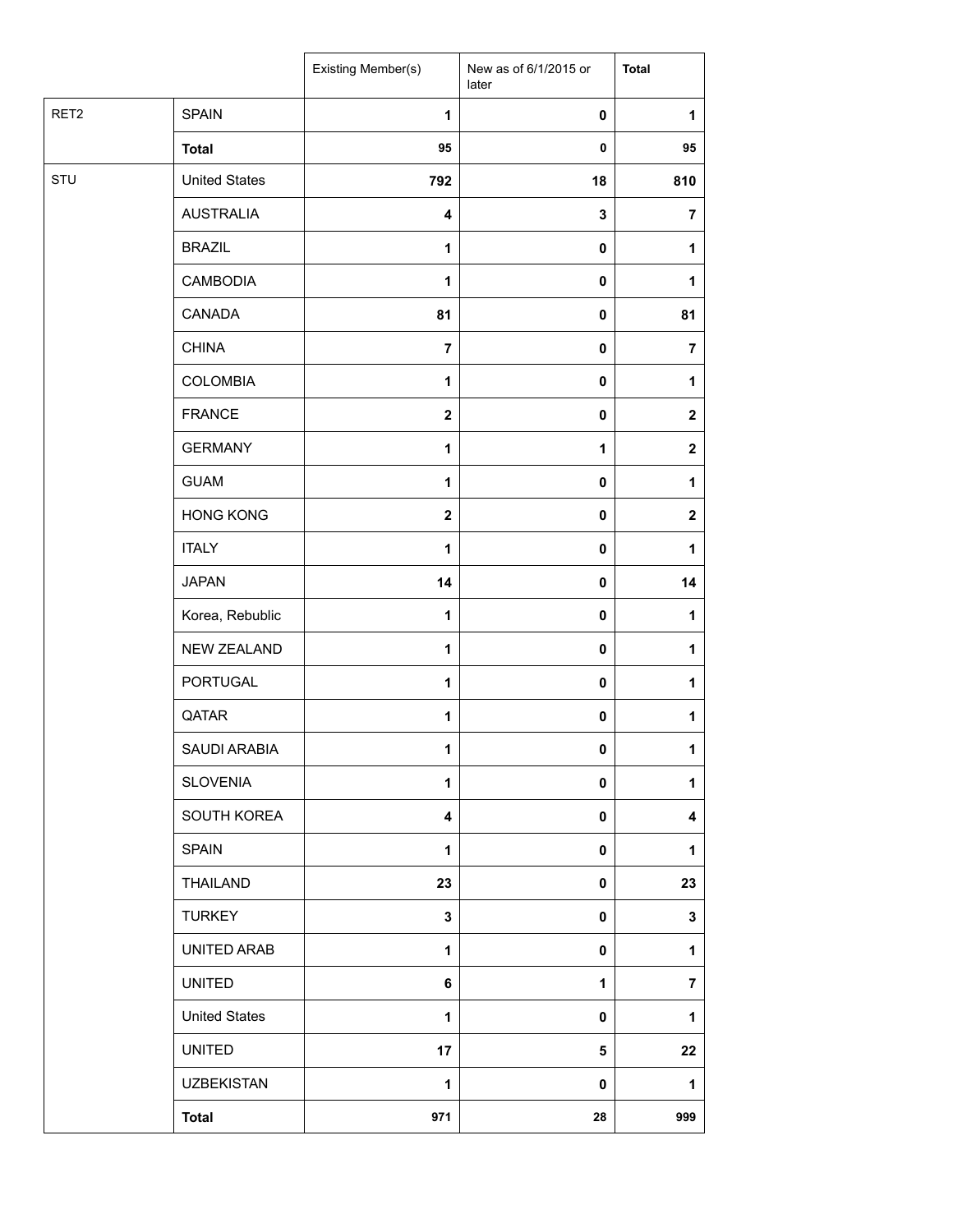| | | Existing Member(s) | New as of 6/1/2015 or later | Total |
|---|---|---|---|---|
| RET2 | SPAIN | **1** | **0** | **1** |
| | **Total** | **95** | **0** | **95** |
| STU | United States | **792** | **18** | **810** |
| | AUSTRALIA | **4** | **3** | **7** |
| | BRAZIL | **1** | **0** | **1** |
| | CAMBODIA | **1** | **0** | **1** |
| | CANADA | **81** | **0** | **81** |
| | CHINA | **7** | **0** | **7** |
| | COLOMBIA | **1** | **0** | **1** |
| | FRANCE | **2** | **0** | **2** |
| | GERMANY | **1** | **1** | **2** |
| | GUAM | **1** | **0** | **1** |
| | HONG KONG | **2** | **0** | **2** |
| | ITALY | **1** | **0** | **1** |
| | JAPAN | **14** | **0** | **14** |
| | Korea, Rebublic | **1** | **0** | **1** |
| | NEW ZEALAND | **1** | **0** | **1** |
| | PORTUGAL | **1** | **0** | **1** |
| | QATAR | **1** | **0** | **1** |
| | SAUDI ARABIA | **1** | **0** | **1** |
| | SLOVENIA | **1** | **0** | **1** |
| | SOUTH KOREA | **4** | **0** | **4** |
| | SPAIN | **1** | **0** | **1** |
| | THAILAND | **23** | **0** | **23** |
| | TURKEY | **3** | **0** | **3** |
| | UNITED ARAB | **1** | **0** | **1** |
| | UNITED | **6** | **1** | **7** |
| | United States | **1** | **0** | **1** |
| | UNITED | **17** | **5** | **22** |
| | UZBEKISTAN | **1** | **0** | **1** |
| | **Total** | **971** | **28** | **999** |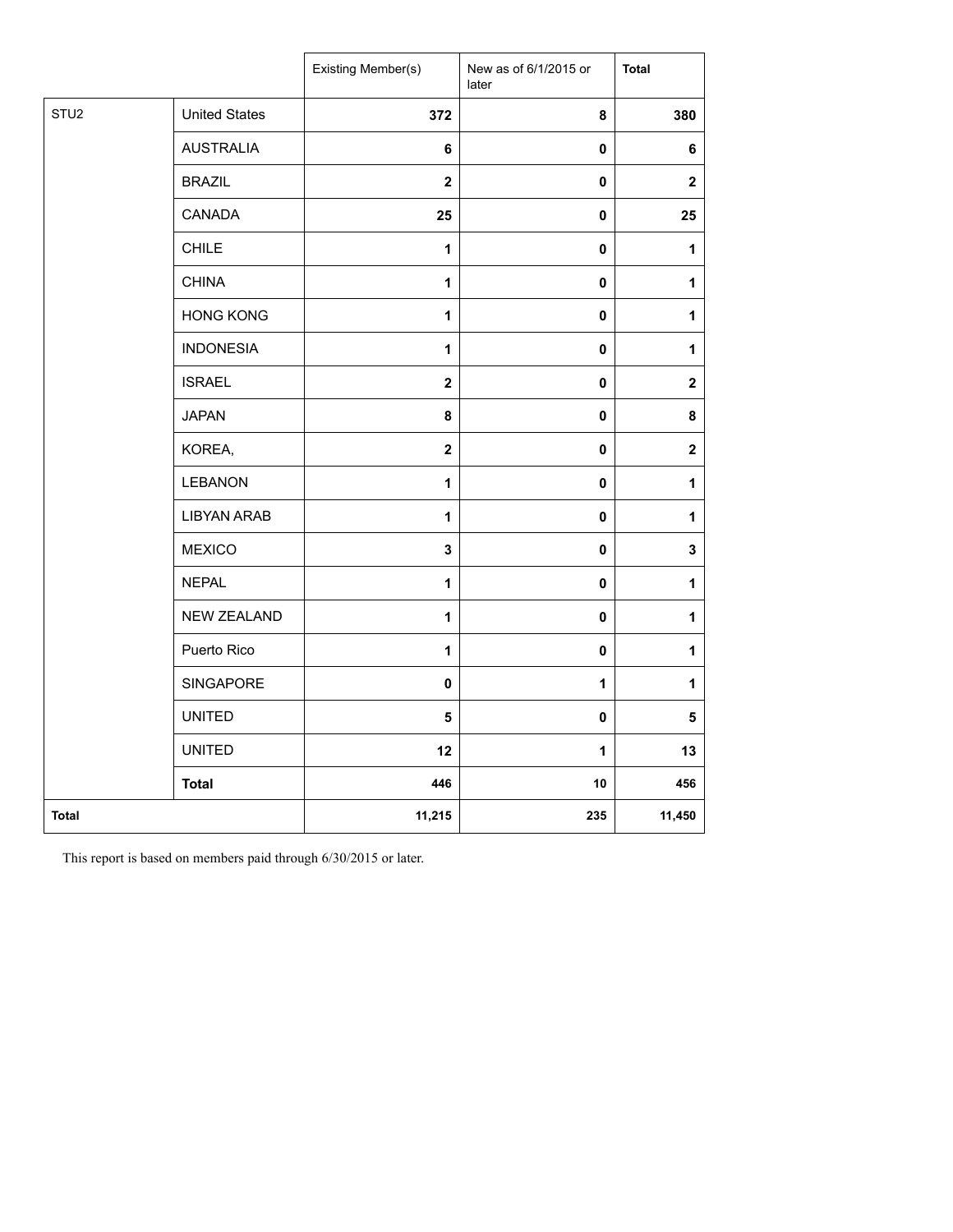| | | Existing Member(s) | New as of 6/1/2015 or later | Total |
| --- | --- | --- | --- | --- |
| STU2 | United States | 372 | 8 | 380 |
| | AUSTRALIA | 6 | 0 | 6 |
| | BRAZIL | 2 | 0 | 2 |
| | CANADA | 25 | 0 | 25 |
| | CHILE | 1 | 0 | 1 |
| | CHINA | 1 | 0 | 1 |
| | HONG KONG | 1 | 0 | 1 |
| | INDONESIA | 1 | 0 | 1 |
| | ISRAEL | 2 | 0 | 2 |
| | JAPAN | 8 | 0 | 8 |
| | KOREA, | 2 | 0 | 2 |
| | LEBANON | 1 | 0 | 1 |
| | LIBYAN ARAB | 1 | 0 | 1 |
| | MEXICO | 3 | 0 | 3 |
| | NEPAL | 1 | 0 | 1 |
| | NEW ZEALAND | 1 | 0 | 1 |
| | Puerto Rico | 1 | 0 | 1 |
| | SINGAPORE | 0 | 1 | 1 |
| | UNITED | 5 | 0 | 5 |
| | UNITED | 12 | 1 | 13 |
| | **Total** | 446 | 10 | 456 |
| **Total** | | 11,215 | 235 | 11,450 |

This report is based on members paid through 6/30/2015 or later.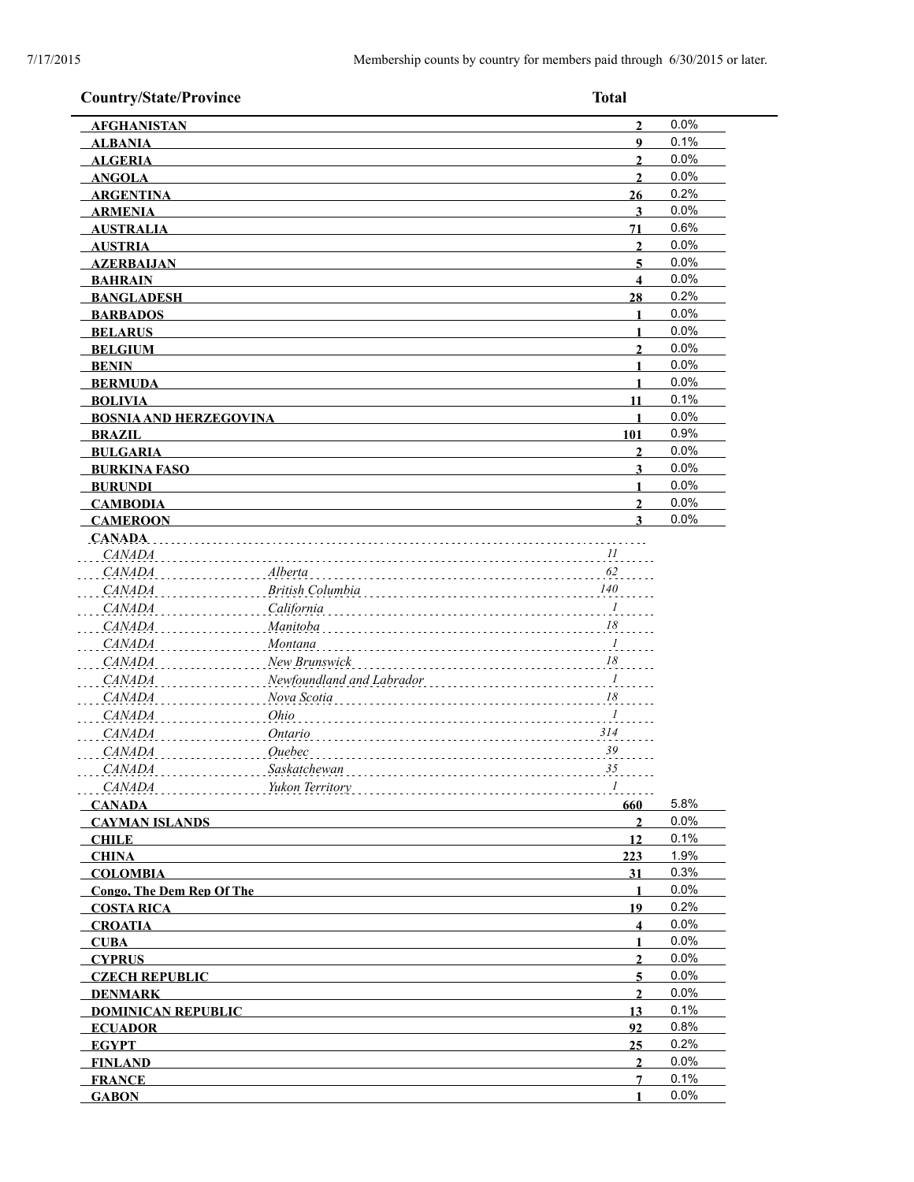Membership counts by country for members paid through 6/30/2015 or later.

| Country/State/Province | | Total | |
|---|---|---|---|
| **AFGHANISTAN** | | **2** | 0.0% |
| **ALBANIA** | | **9** | 0.1% |
| **ALGERIA** | | **2** | 0.0% |
| **ANGOLA** | | **2** | 0.0% |
| **ARGENTINA** | | **26** | 0.2% |
| **ARMENIA** | | **3** | 0.0% |
| **AUSTRALIA** | | **71** | 0.6% |
| **AUSTRIA** | | **2** | 0.0% |
| **AZERBAIJAN** | | **5** | 0.0% |
| **BAHRAIN** | | **4** | 0.0% |
| **BANGLADESH** | | **28** | 0.2% |
| **BARBADOS** | | **1** | 0.0% |
| **BELARUS** | | **1** | 0.0% |
| **BELGIUM** | | **2** | 0.0% |
| **BENIN** | | **1** | 0.0% |
| **BERMUDA** | | **1** | 0.0% |
| **BOLIVIA** | | **11** | 0.1% |
| **BOSNIA AND HERZEGOVINA** | | **1** | 0.0% |
| **BRAZIL** | | **101** | 0.9% |
| **BULGARIA** | | **2** | 0.0% |
| **BURKINA FASO** | | **3** | 0.0% |
| **BURUNDI** | | **1** | 0.0% |
| **CAMBODIA** | | **2** | 0.0% |
| **CAMEROON** | | **3** | 0.0% |
| **CANADA** | | | |
| *CANADA* | | *11* | |
| *CANADA* | *Alberta* | *62* | |
| *CANADA* | *British Columbia* | *140* | |
| *CANADA* | *California* | *1* | |
| *CANADA* | *Manitoba* | *18* | |
| *CANADA* | *Montana* | *1* | |
| *CANADA* | *New Brunswick* | *18* | |
| *CANADA* | *Newfoundland and Labrador* | *1* | |
| *CANADA* | *Nova Scotia* | *18* | |
| *CANADA* | *Ohio* | *1* | |
| *CANADA* | *Ontario* | *314* | |
| *CANADA* | *Quebec* | *39* | |
| *CANADA* | *Saskatchewan* | *35* | |
| *CANADA* | *Yukon Territory* | *1* | |
| **CANADA** | | **660** | 5.8% |
| **CAYMAN ISLANDS** | | **2** | 0.0% |
| **CHILE** | | **12** | 0.1% |
| **CHINA** | | **223** | 1.9% |
| **COLOMBIA** | | **31** | 0.3% |
| **Congo, The Dem Rep Of The** | | **1** | 0.0% |
| **COSTA RICA** | | **19** | 0.2% |
| **CROATIA** | | **4** | 0.0% |
| **CUBA** | | **1** | 0.0% |
| **CYPRUS** | | **2** | 0.0% |
| **CZECH REPUBLIC** | | **5** | 0.0% |
| **DENMARK** | | **2** | 0.0% |
| **DOMINICAN REPUBLIC** | | **13** | 0.1% |
| **ECUADOR** | | **92** | 0.8% |
| **EGYPT** | | **25** | 0.2% |
| **FINLAND** | | **2** | 0.0% |
| **FRANCE** | | **7** | 0.1% |
| **GABON** | | **1** | 0.0% |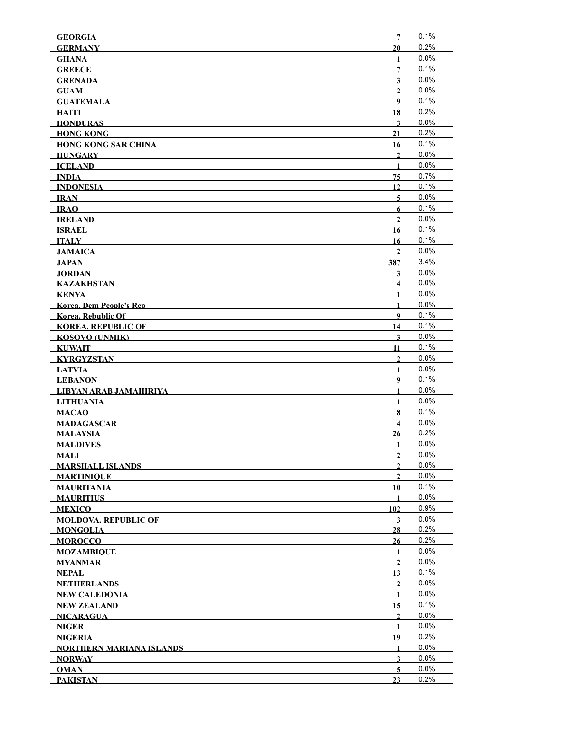| | | |
|---|---|---|
| GEORGIA | 7 | 0.1% |
| GERMANY | 20 | 0.2% |
| GHANA | 1 | 0.0% |
| GREECE | 7 | 0.1% |
| GRENADA | 3 | 0.0% |
| GUAM | 2 | 0.0% |
| GUATEMALA | 9 | 0.1% |
| HAITI | 18 | 0.2% |
| HONDURAS | 3 | 0.0% |
| HONG KONG | 21 | 0.2% |
| HONG KONG SAR CHINA | 16 | 0.1% |
| HUNGARY | 2 | 0.0% |
| ICELAND | 1 | 0.0% |
| INDIA | 75 | 0.7% |
| INDONESIA | 12 | 0.1% |
| IRAN | 5 | 0.0% |
| IRAQ | 6 | 0.1% |
| IRELAND | 2 | 0.0% |
| ISRAEL | 16 | 0.1% |
| ITALY | 16 | 0.1% |
| JAMAICA | 2 | 0.0% |
| JAPAN | 387 | 3.4% |
| JORDAN | 3 | 0.0% |
| KAZAKHSTAN | 4 | 0.0% |
| KENYA | 1 | 0.0% |
| Korea, Dem People's Rep | 1 | 0.0% |
| Korea, Rebublic Of | 9 | 0.1% |
| KOREA, REPUBLIC OF | 14 | 0.1% |
| KOSOVO (UNMIK) | 3 | 0.0% |
| KUWAIT | 11 | 0.1% |
| KYRGYZSTAN | 2 | 0.0% |
| LATVIA | 1 | 0.0% |
| LEBANON | 9 | 0.1% |
| LIBYAN ARAB JAMAHIRIYA | 1 | 0.0% |
| LITHUANIA | 1 | 0.0% |
| MACAO | 8 | 0.1% |
| MADAGASCAR | 4 | 0.0% |
| MALAYSIA | 26 | 0.2% |
| MALDIVES | 1 | 0.0% |
| MALI | 2 | 0.0% |
| MARSHALL ISLANDS | 2 | 0.0% |
| MARTINIQUE | 2 | 0.0% |
| MAURITANIA | 10 | 0.1% |
| MAURITIUS | 1 | 0.0% |
| MEXICO | 102 | 0.9% |
| MOLDOVA, REPUBLIC OF | 3 | 0.0% |
| MONGOLIA | 28 | 0.2% |
| MOROCCO | 26 | 0.2% |
| MOZAMBIQUE | 1 | 0.0% |
| MYANMAR | 2 | 0.0% |
| NEPAL | 13 | 0.1% |
| NETHERLANDS | 2 | 0.0% |
| NEW CALEDONIA | 1 | 0.0% |
| NEW ZEALAND | 15 | 0.1% |
| NICARAGUA | 2 | 0.0% |
| NIGER | 1 | 0.0% |
| NIGERIA | 19 | 0.2% |
| NORTHERN MARIANA ISLANDS | 1 | 0.0% |
| NORWAY | 3 | 0.0% |
| OMAN | 5 | 0.0% |
| PAKISTAN | 23 | 0.2% |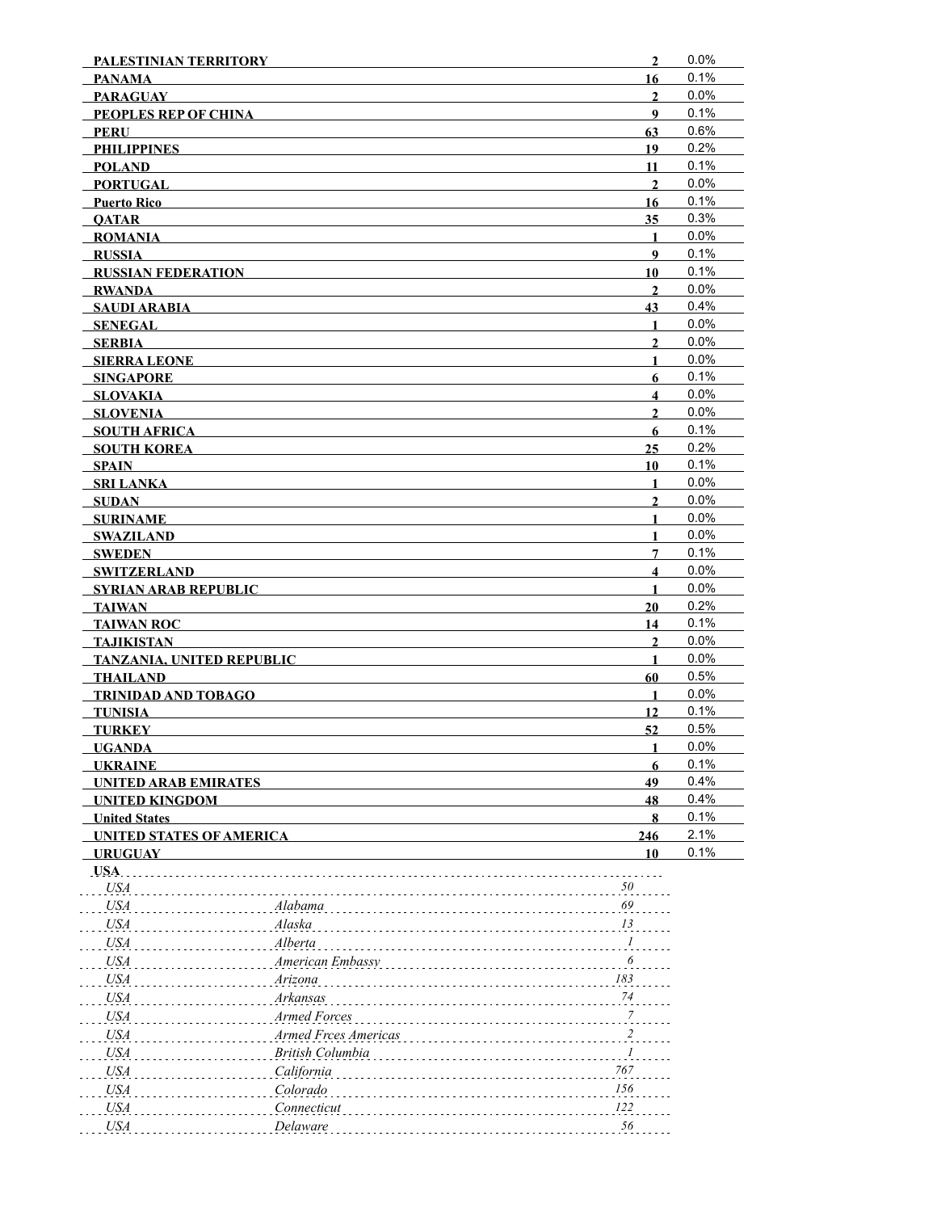| | | |
|---|---|---|
| **PALESTINIAN TERRITORY** | **2** | 0.0% |
| **PANAMA** | **16** | 0.1% |
| **PARAGUAY** | **2** | 0.0% |
| **PEOPLES REP OF CHINA** | **9** | 0.1% |
| **PERU** | **63** | 0.6% |
| **PHILIPPINES** | **19** | 0.2% |
| **POLAND** | **11** | 0.1% |
| **PORTUGAL** | **2** | 0.0% |
| **Puerto Rico** | **16** | 0.1% |
| **QATAR** | **35** | 0.3% |
| **ROMANIA** | **1** | 0.0% |
| **RUSSIA** | **9** | 0.1% |
| **RUSSIAN FEDERATION** | **10** | 0.1% |
| **RWANDA** | **2** | 0.0% |
| **SAUDI ARABIA** | **43** | 0.4% |
| **SENEGAL** | **1** | 0.0% |
| **SERBIA** | **2** | 0.0% |
| **SIERRA LEONE** | **1** | 0.0% |
| **SINGAPORE** | **6** | 0.1% |
| **SLOVAKIA** | **4** | 0.0% |
| **SLOVENIA** | **2** | 0.0% |
| **SOUTH AFRICA** | **6** | 0.1% |
| **SOUTH KOREA** | **25** | 0.2% |
| **SPAIN** | **10** | 0.1% |
| **SRI LANKA** | **1** | 0.0% |
| **SUDAN** | **2** | 0.0% |
| **SURINAME** | **1** | 0.0% |
| **SWAZILAND** | **1** | 0.0% |
| **SWEDEN** | **7** | 0.1% |
| **SWITZERLAND** | **4** | 0.0% |
| **SYRIAN ARAB REPUBLIC** | **1** | 0.0% |
| **TAIWAN** | **20** | 0.2% |
| **TAIWAN ROC** | **14** | 0.1% |
| **TAJIKISTAN** | **2** | 0.0% |
| **TANZANIA, UNITED REPUBLIC** | **1** | 0.0% |
| **THAILAND** | **60** | 0.5% |
| **TRINIDAD AND TOBAGO** | **1** | 0.0% |
| **TUNISIA** | **12** | 0.1% |
| **TURKEY** | **52** | 0.5% |
| **UGANDA** | **1** | 0.0% |
| **UKRAINE** | **6** | 0.1% |
| **UNITED ARAB EMIRATES** | **49** | 0.4% |
| **UNITED KINGDOM** | **48** | 0.4% |
| **United States** | **8** | 0.1% |
| **UNITED STATES OF AMERICA** | **246** | 2.1% |
| **URUGUAY** | **10** | 0.1% |

**USA**

| | | |
|---|---|---|
| *USA* | | *50* |
| *USA* | *Alabama* | *69* |
| *USA* | *Alaska* | *13* |
| *USA* | *Alberta* | *1* |
| *USA* | *American Embassy* | *6* |
| *USA* | *Arizona* | *183* |
| *USA* | *Arkansas* | *74* |
| *USA* | *Armed Forces* | *7* |
| *USA* | *Armed Frces Americas* | *2* |
| *USA* | *British Columbia* | *1* |
| *USA* | *California* | *767* |
| *USA* | *Colorado* | *156* |
| *USA* | *Connecticut* | *122* |
| *USA* | *Delaware* | *56* |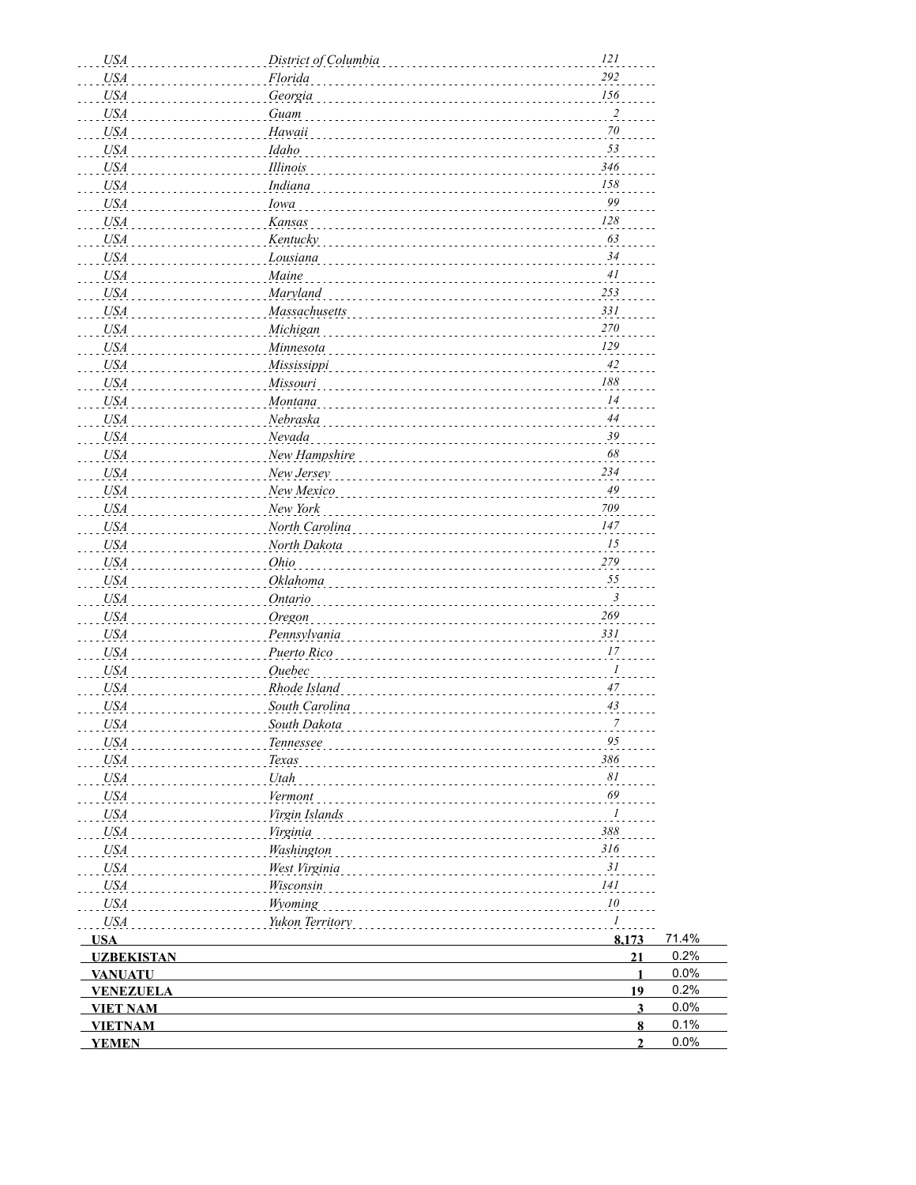| | | | |
|---|---|---|---|
| *USA* | *District of Columbia* | *121* | |
| *USA* | *Florida* | *292* | |
| *USA* | *Georgia* | *156* | |
| *USA* | *Guam* | *2* | |
| *USA* | *Hawaii* | *70* | |
| *USA* | *Idaho* | *53* | |
| *USA* | *Illinois* | *346* | |
| *USA* | *Indiana* | *158* | |
| *USA* | *Iowa* | *99* | |
| *USA* | *Kansas* | *128* | |
| *USA* | *Kentucky* | *63* | |
| *USA* | *Lousiana* | *34* | |
| *USA* | *Maine* | *41* | |
| *USA* | *Maryland* | *253* | |
| *USA* | *Massachusetts* | *331* | |
| *USA* | *Michigan* | *270* | |
| *USA* | *Minnesota* | *129* | |
| *USA* | *Mississippi* | *42* | |
| *USA* | *Missouri* | *188* | |
| *USA* | *Montana* | *14* | |
| *USA* | *Nebraska* | *44* | |
| *USA* | *Nevada* | *39* | |
| *USA* | *New Hampshire* | *68* | |
| *USA* | *New Jersey* | *234* | |
| *USA* | *New Mexico* | *49* | |
| *USA* | *New York* | *709* | |
| *USA* | *North Carolina* | *147* | |
| *USA* | *North Dakota* | *15* | |
| *USA* | *Ohio* | *279* | |
| *USA* | *Oklahoma* | *55* | |
| *USA* | *Ontario* | *3* | |
| *USA* | *Oregon* | *269* | |
| *USA* | *Pennsylvania* | *331* | |
| *USA* | *Puerto Rico* | *17* | |
| *USA* | *Quebec* | *1* | |
| *USA* | *Rhode Island* | *47* | |
| *USA* | *South Carolina* | *43* | |
| *USA* | *South Dakota* | *7* | |
| *USA* | *Tennessee* | *95* | |
| *USA* | *Texas* | *386* | |
| *USA* | *Utah* | *81* | |
| *USA* | *Vermont* | *69* | |
| *USA* | *Virgin Islands* | *1* | |
| *USA* | *Virginia* | *388* | |
| *USA* | *Washington* | *316* | |
| *USA* | *West Virginia* | *31* | |
| *USA* | *Wisconsin* | *141* | |
| *USA* | *Wyoming* | *10* | |
| *USA* | *Yukon Territory* | *1* | |
| **USA** | | **8,173** | 71.4% |
| **UZBEKISTAN** | | **21** | 0.2% |
| **VANUATU** | | **1** | 0.0% |
| **VENEZUELA** | | **19** | 0.2% |
| **VIET NAM** | | **3** | 0.0% |
| **VIETNAM** | | **8** | 0.1% |
| **YEMEN** | | **2** | 0.0% |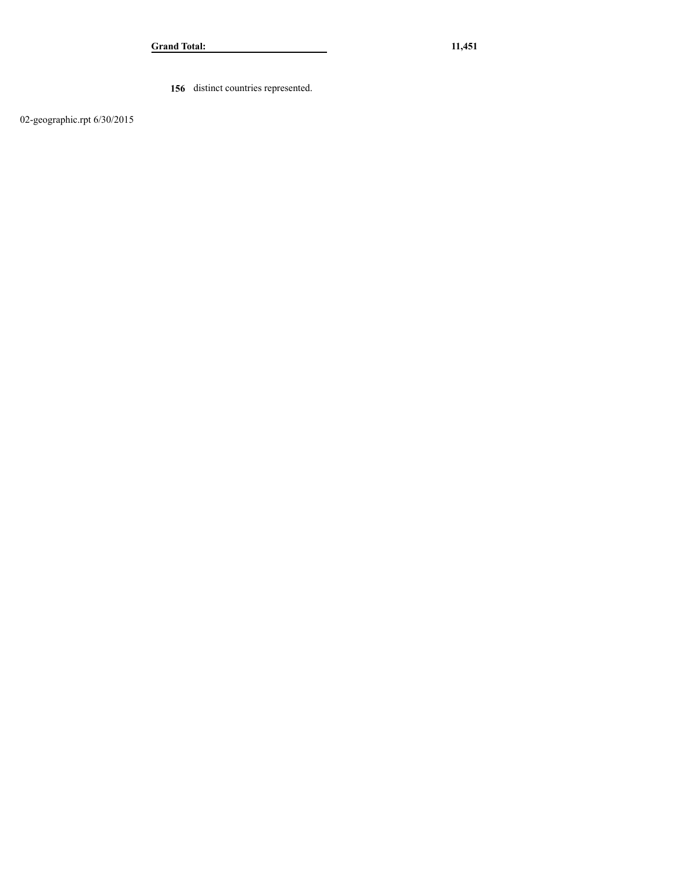| **Grand Total:** | **11,451** |
|---|---|

**156** distinct countries represented.

02-geographic.rpt 6/30/2015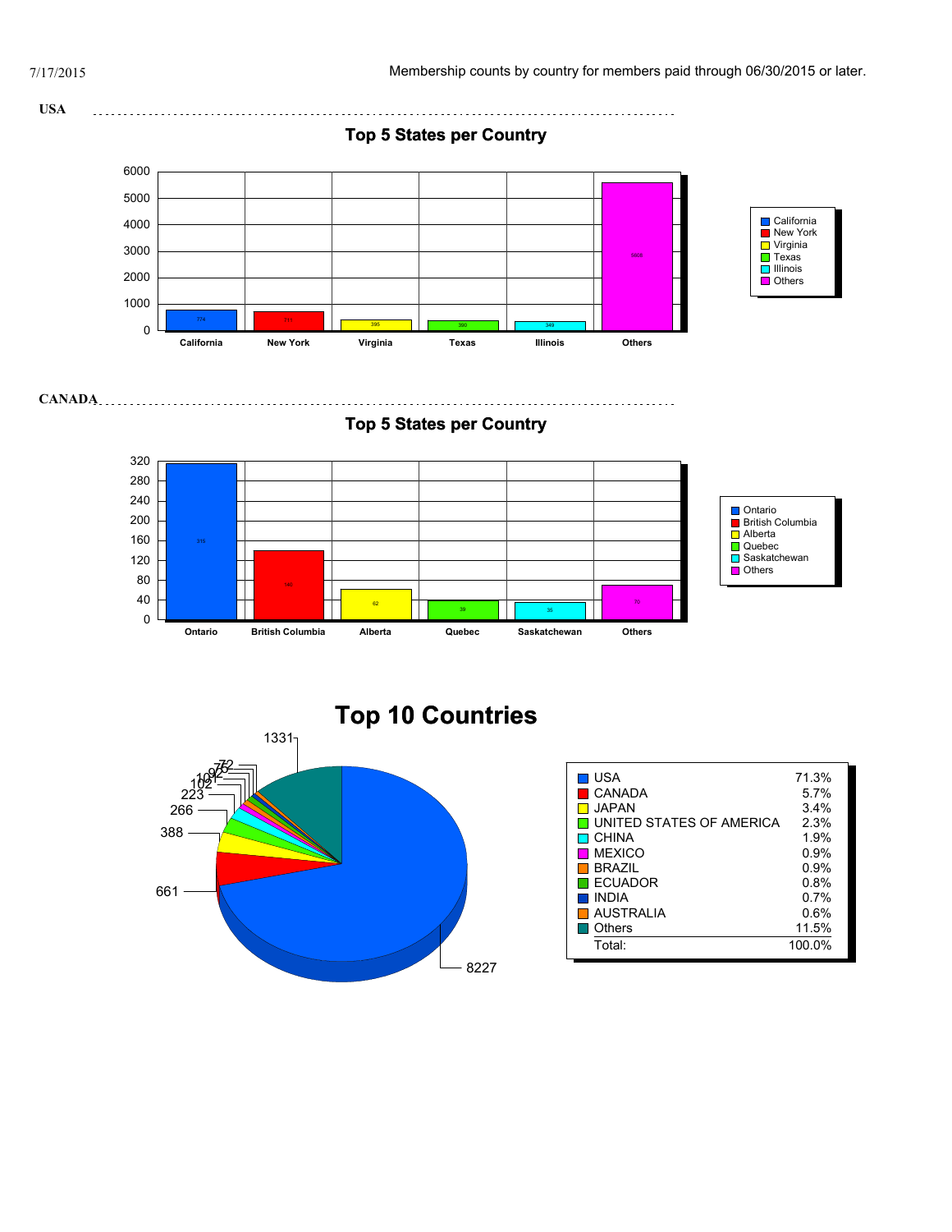Membership counts by country for members paid through 06/30/2015 or later.

**USA**

## Top 5 States per Country

| State | Count |
| --- | --- |
| California | 774 |
| New York | 711 |
| Virginia | 395 |
| Texas | 390 |
| Illinois | 349 |
| Others | 5608 |

**CANADA**

## Top 5 States per Country

| State | Count |
| --- | --- |
| Ontario | 315 |
| British Columbia | 140 |
| Alberta | 62 |
| Quebec | 39 |
| Saskatchewan | 35 |
| Others | 70 |

# Top 10 Countries

| Country | Count | Percent |
| --- | --- | --- |
| USA | 8227 | 71.3% |
| CANADA | 661 | 5.7% |
| JAPAN | 388 | 3.4% |
| UNITED STATES OF AMERICA | 266 | 2.3% |
| CHINA | 223 | 1.9% |
| MEXICO | 102 | 0.9% |
| BRAZIL | 101 | 0.9% |
| ECUADOR | 92 | 0.8% |
| INDIA | 75 | 0.7% |
| AUSTRALIA | 72 | 0.6% |
| Others | 1331 | 11.5% |
| Total: | | 100.0% |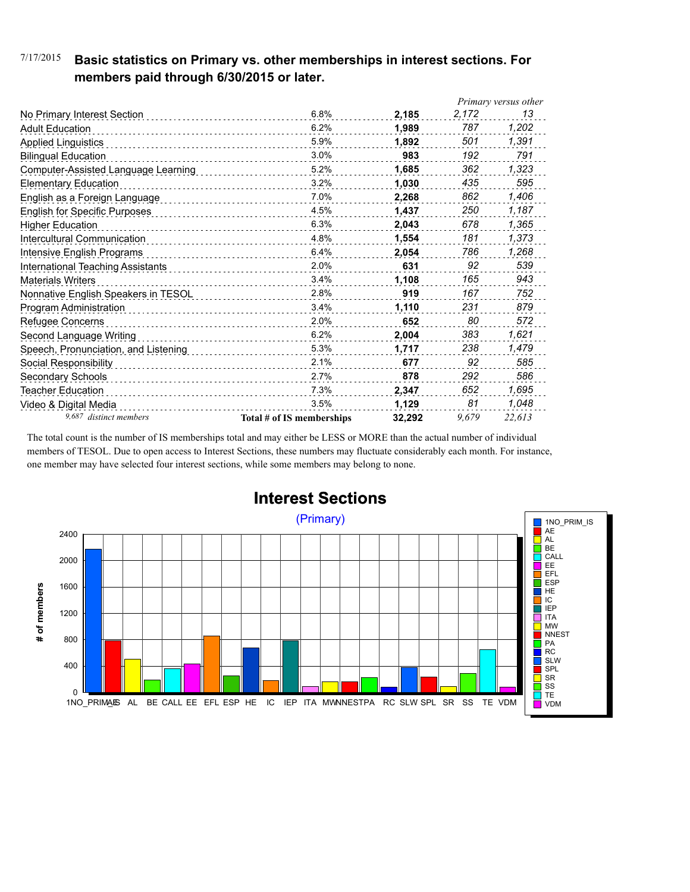7/17/2015

## Basic statistics on Primary vs. other memberships in interest sections. For members paid through 6/30/2015 or later.

| | | | *Primary versus other* | |
|---|---|---|---|---|
| No Primary Interest Section | 6.8% | **2,185** | *2,172* | *13* |
| Adult Education | 6.2% | **1,989** | *787* | *1,202* |
| Applied Linguistics | 5.9% | **1,892** | *501* | *1,391* |
| Bilingual Education | 3.0% | **983** | *192* | *791* |
| Computer-Assisted Language Learning | 5.2% | **1,685** | *362* | *1,323* |
| Elementary Education | 3.2% | **1,030** | *435* | *595* |
| English as a Foreign Language | 7.0% | **2,268** | *862* | *1,406* |
| English for Specific Purposes | 4.5% | **1,437** | *250* | *1,187* |
| Higher Education | 6.3% | **2,043** | *678* | *1,365* |
| Intercultural Communication | 4.8% | **1,554** | *181* | *1,373* |
| Intensive English Programs | 6.4% | **2,054** | *786* | *1,268* |
| International Teaching Assistants | 2.0% | **631** | *92* | *539* |
| Materials Writers | 3.4% | **1,108** | *165* | *943* |
| Nonnative English Speakers in TESOL | 2.8% | **919** | *167* | *752* |
| Program Administration | 3.4% | **1,110** | *231* | *879* |
| Refugee Concerns | 2.0% | **652** | *80* | *572* |
| Second Language Writing | 6.2% | **2,004** | *383* | *1,621* |
| Speech, Pronunciation, and Listening | 5.3% | **1,717** | *238* | *1,479* |
| Social Responsibility | 2.1% | **677** | *92* | *585* |
| Secondary Schools | 2.7% | **878** | *292* | *586* |
| Teacher Education | 7.3% | **2,347** | *652* | *1,695* |
| Video & Digital Media | 3.5% | **1,129** | *81* | *1,048* |
| *9,687 distinct members* | **Total # of IS memberships** | **32,292** | *9,679* | *22,613* |

The total count is the number of IS memberships total and may either be LESS or MORE than the actual number of individual members of TESOL. Due to open access to Interest Sections, these numbers may fluctuate considerably each month. For instance, one member may have selected four interest sections, while some members may belong to none.

**Interest Sections**

(Primary)

| Interest Section | # of members |
|---|---|
| 1NO_PRIM_IS | 2,172 |
| AE | 787 |
| AL | 501 |
| BE | 192 |
| CALL | 362 |
| EE | 435 |
| EFL | 862 |
| ESP | 250 |
| HE | 678 |
| IC | 181 |
| IEP | 786 |
| ITA | 92 |
| MW | 165 |
| NNEST | 167 |
| PA | 231 |
| RC | 80 |
| SLW | 383 |
| SPL | 238 |
| SR | 92 |
| SS | 292 |
| TE | 652 |
| VDM | 81 |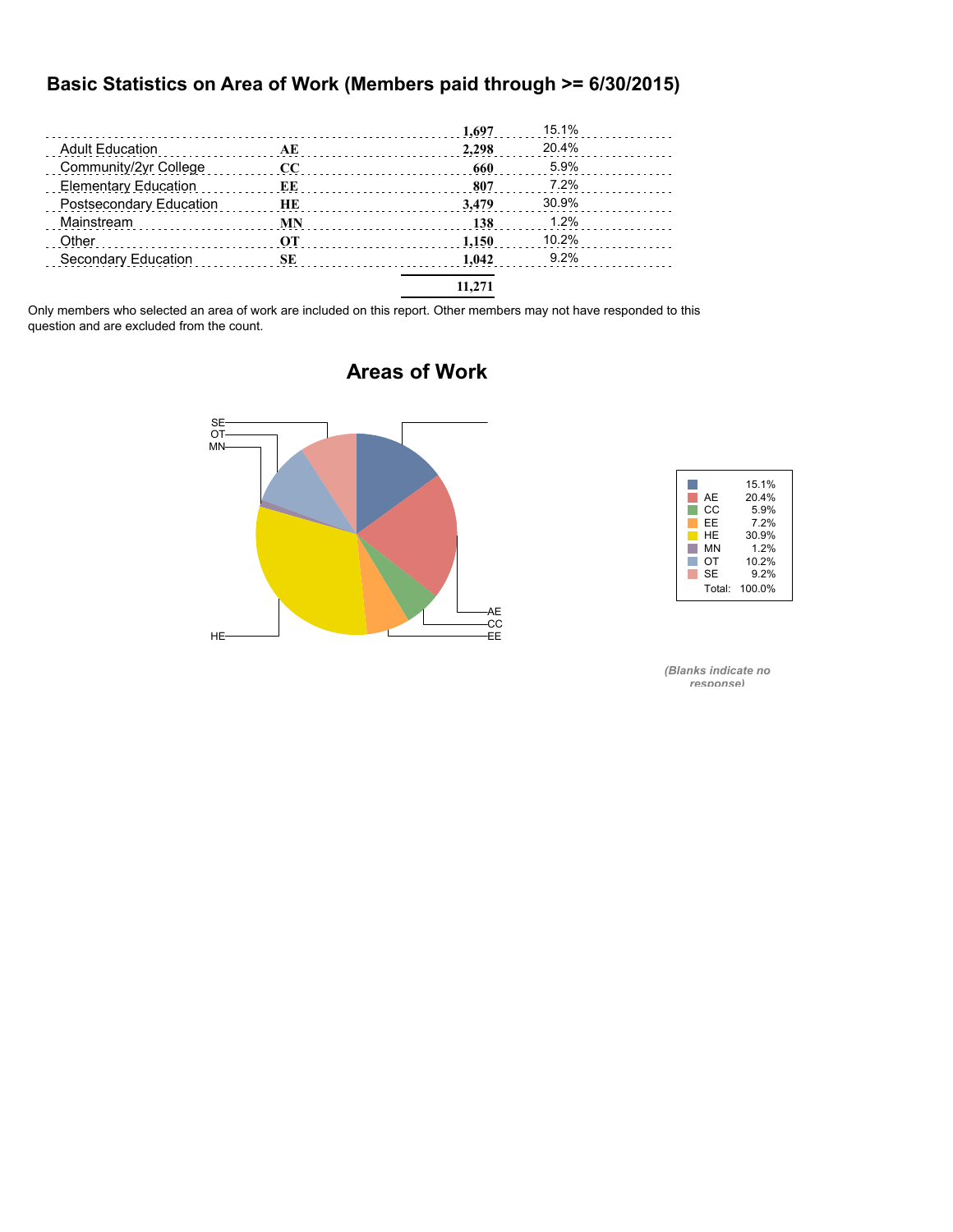# Basic Statistics on Area of Work (Members paid through >= 6/30/2015)

| | | | |
|---|---|---|---|
| | | 1,697 | 15.1% |
| Adult Education | AE | 2,298 | 20.4% |
| Community/2yr College | CC | 660 | 5.9% |
| Elementary Education | EE | 807 | 7.2% |
| Postsecondary Education | HE | 3,479 | 30.9% |
| Mainstream | MN | 138 | 1.2% |
| Other | OT | 1,150 | 10.2% |
| Secondary Education | SE | 1,042 | 9.2% |
| | | 11,271 | |

Only members who selected an area of work are included on this report. Other members may not have responded to this question and are excluded from the count.

## Areas of Work

| | |
|---|---|
| | 15.1% |
| AE | 20.4% |
| CC | 5.9% |
| EE | 7.2% |
| HE | 30.9% |
| MN | 1.2% |
| OT | 10.2% |
| SE | 9.2% |
| Total: | 100.0% |

*(Blanks indicate no response)*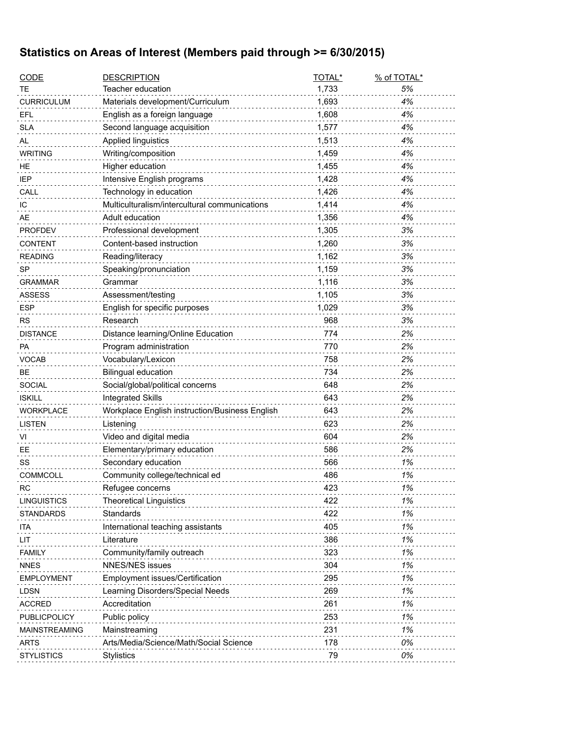## Statistics on Areas of Interest (Members paid through >= 6/30/2015)

| CODE | DESCRIPTION | TOTAL* | % of TOTAL* |
|---|---|---|---|
| TE | Teacher education | 1,733 | 5% |
| CURRICULUM | Materials development/Curriculum | 1,693 | 4% |
| EFL | English as a foreign language | 1,608 | 4% |
| SLA | Second language acquisition | 1,577 | 4% |
| AL | Applied linguistics | 1,513 | 4% |
| WRITING | Writing/composition | 1,459 | 4% |
| HE | Higher education | 1,455 | 4% |
| IEP | Intensive English programs | 1,428 | 4% |
| CALL | Technology in education | 1,426 | 4% |
| IC | Multiculturalism/intercultural communications | 1,414 | 4% |
| AE | Adult education | 1,356 | 4% |
| PROFDEV | Professional development | 1,305 | 3% |
| CONTENT | Content-based instruction | 1,260 | 3% |
| READING | Reading/literacy | 1,162 | 3% |
| SP | Speaking/pronunciation | 1,159 | 3% |
| GRAMMAR | Grammar | 1,116 | 3% |
| ASSESS | Assessment/testing | 1,105 | 3% |
| ESP | English for specific purposes | 1,029 | 3% |
| RS | Research | 968 | 3% |
| DISTANCE | Distance learning/Online Education | 774 | 2% |
| PA | Program administration | 770 | 2% |
| VOCAB | Vocabulary/Lexicon | 758 | 2% |
| BE | Bilingual education | 734 | 2% |
| SOCIAL | Social/global/political concerns | 648 | 2% |
| ISKILL | Integrated Skills | 643 | 2% |
| WORKPLACE | Workplace English instruction/Business English | 643 | 2% |
| LISTEN | Listening | 623 | 2% |
| VI | Video and digital media | 604 | 2% |
| EE | Elementary/primary education | 586 | 2% |
| SS | Secondary education | 566 | 1% |
| COMMCOLL | Community college/technical ed | 486 | 1% |
| RC | Refugee concerns | 423 | 1% |
| LINGUISTICS | Theoretical Linguistics | 422 | 1% |
| STANDARDS | Standards | 422 | 1% |
| ITA | International teaching assistants | 405 | 1% |
| LIT | Literature | 386 | 1% |
| FAMILY | Community/family outreach | 323 | 1% |
| NNES | NNES/NES issues | 304 | 1% |
| EMPLOYMENT | Employment issues/Certification | 295 | 1% |
| LDSN | Learning Disorders/Special Needs | 269 | 1% |
| ACCRED | Accreditation | 261 | 1% |
| PUBLICPOLICY | Public policy | 253 | 1% |
| MAINSTREAMING | Mainstreaming | 231 | 1% |
| ARTS | Arts/Media/Science/Math/Social Science | 178 | 0% |
| STYLISTICS | Stylistics | 79 | 0% |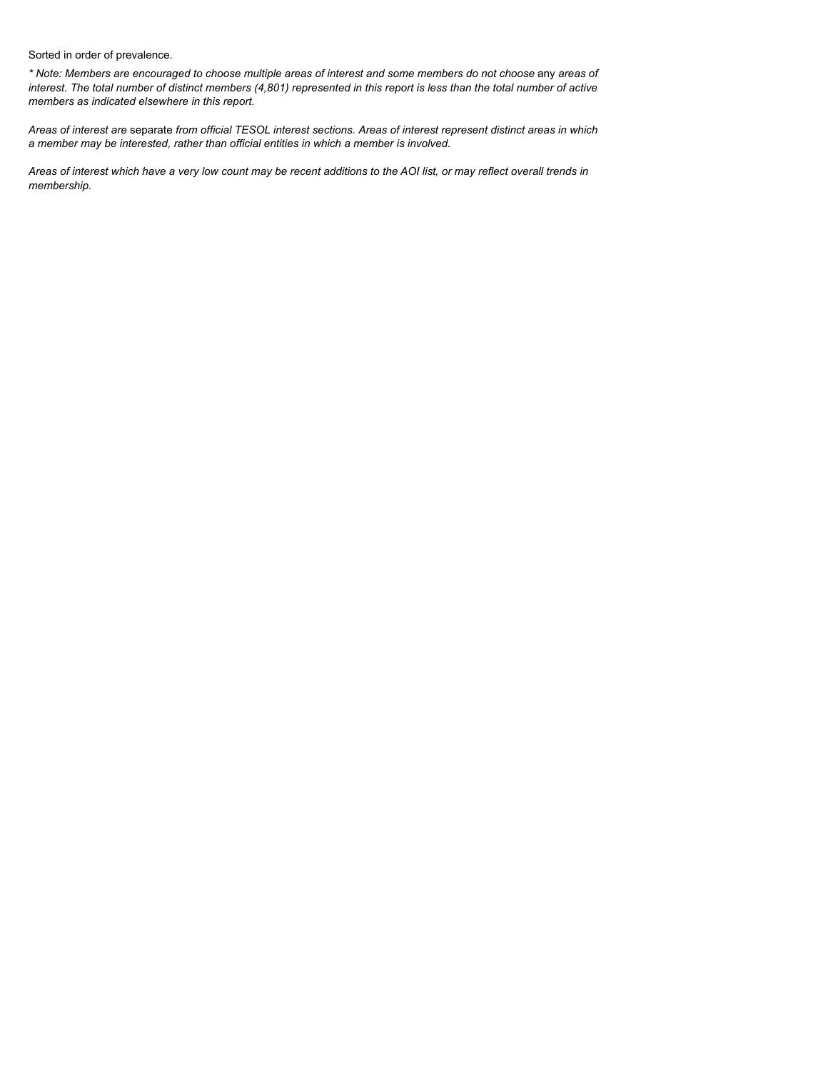Sorted in order of prevalence.

*\* Note: Members are encouraged to choose multiple areas of interest and some members do not choose* any *areas of interest. The total number of distinct members (4,801) represented in this report is less than the total number of active members as indicated elsewhere in this report.*

*Areas of interest are* separate *from official TESOL interest sections. Areas of interest represent distinct areas in which a member may be interested, rather than official entities in which a member is involved.*

*Areas of interest which have a very low count may be recent additions to the AOI list, or may reflect overall trends in membership.*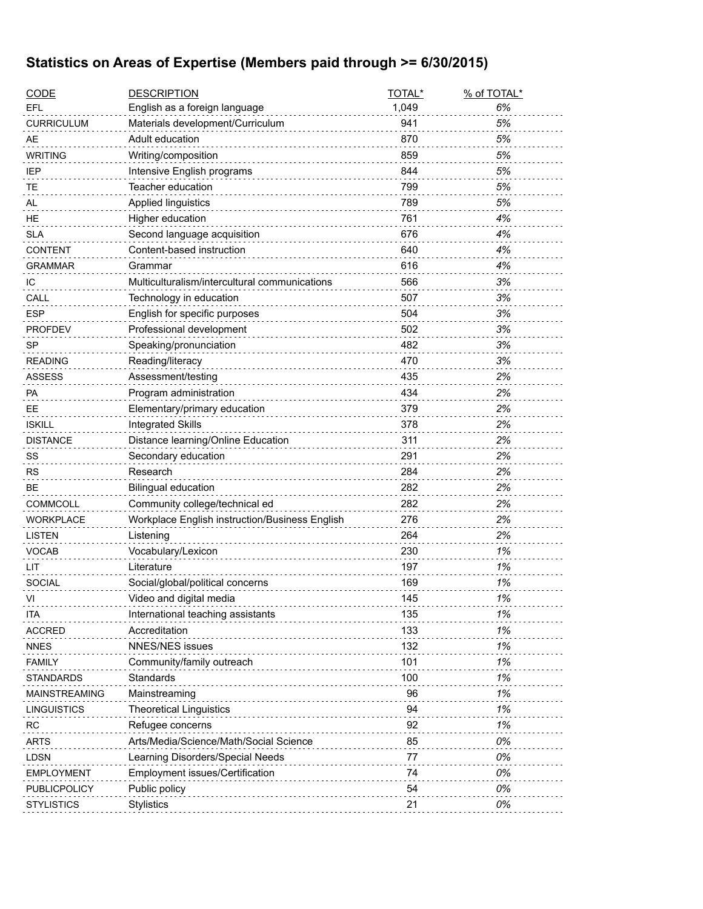## Statistics on Areas of Expertise (Members paid through >= 6/30/2015)

| CODE | DESCRIPTION | TOTAL* | % of TOTAL* |
| --- | --- | --- | --- |
| EFL | English as a foreign language | 1,049 | *6%* |
| CURRICULUM | Materials development/Curriculum | 941 | *5%* |
| AE | Adult education | 870 | *5%* |
| WRITING | Writing/composition | 859 | *5%* |
| IEP | Intensive English programs | 844 | *5%* |
| TE | Teacher education | 799 | *5%* |
| AL | Applied linguistics | 789 | *5%* |
| HE | Higher education | 761 | *4%* |
| SLA | Second language acquisition | 676 | *4%* |
| CONTENT | Content-based instruction | 640 | *4%* |
| GRAMMAR | Grammar | 616 | *4%* |
| IC | Multiculturalism/intercultural communications | 566 | *3%* |
| CALL | Technology in education | 507 | *3%* |
| ESP | English for specific purposes | 504 | *3%* |
| PROFDEV | Professional development | 502 | *3%* |
| SP | Speaking/pronunciation | 482 | *3%* |
| READING | Reading/literacy | 470 | *3%* |
| ASSESS | Assessment/testing | 435 | *2%* |
| PA | Program administration | 434 | *2%* |
| EE | Elementary/primary education | 379 | *2%* |
| ISKILL | Integrated Skills | 378 | *2%* |
| DISTANCE | Distance learning/Online Education | 311 | *2%* |
| SS | Secondary education | 291 | *2%* |
| RS | Research | 284 | *2%* |
| BE | Bilingual education | 282 | *2%* |
| COMMCOLL | Community college/technical ed | 282 | *2%* |
| WORKPLACE | Workplace English instruction/Business English | 276 | *2%* |
| LISTEN | Listening | 264 | *2%* |
| VOCAB | Vocabulary/Lexicon | 230 | *1%* |
| LIT | Literature | 197 | *1%* |
| SOCIAL | Social/global/political concerns | 169 | *1%* |
| VI | Video and digital media | 145 | *1%* |
| ITA | International teaching assistants | 135 | *1%* |
| ACCRED | Accreditation | 133 | *1%* |
| NNES | NNES/NES issues | 132 | *1%* |
| FAMILY | Community/family outreach | 101 | *1%* |
| STANDARDS | Standards | 100 | *1%* |
| MAINSTREAMING | Mainstreaming | 96 | *1%* |
| LINGUISTICS | Theoretical Linguistics | 94 | *1%* |
| RC | Refugee concerns | 92 | *1%* |
| ARTS | Arts/Media/Science/Math/Social Science | 85 | *0%* |
| LDSN | Learning Disorders/Special Needs | 77 | *0%* |
| EMPLOYMENT | Employment issues/Certification | 74 | *0%* |
| PUBLICPOLICY | Public policy | 54 | *0%* |
| STYLISTICS | Stylistics | 21 | *0%* |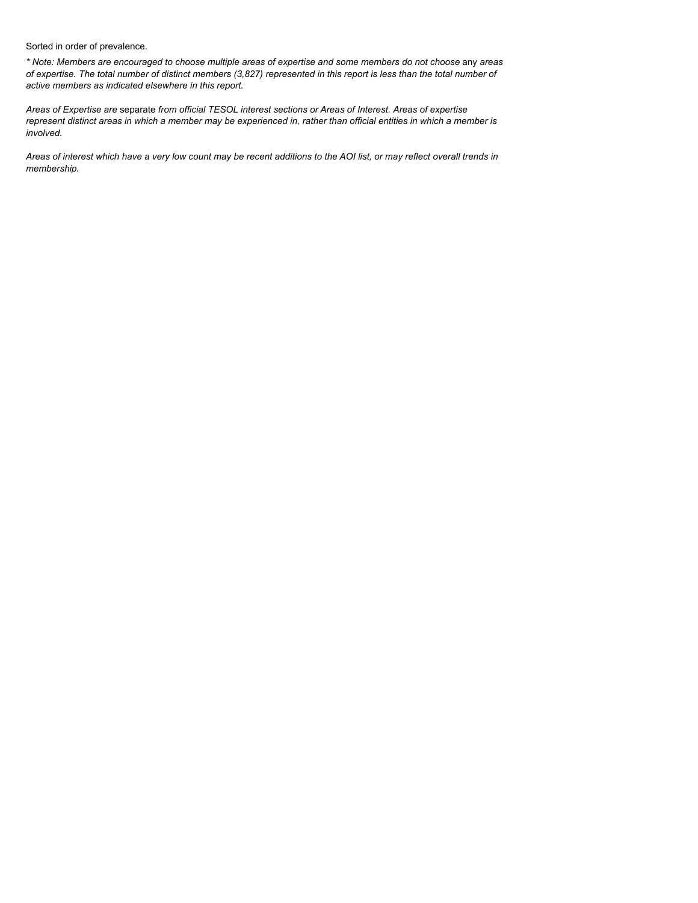Sorted in order of prevalence.

*\* Note: Members are encouraged to choose multiple areas of expertise and some members do not choose* any *areas of expertise. The total number of distinct members (3,827) represented in this report is less than the total number of active members as indicated elsewhere in this report.*

*Areas of Expertise are* separate *from official TESOL interest sections or Areas of Interest. Areas of expertise represent distinct areas in which a member may be experienced in, rather than official entities in which a member is involved.*

*Areas of interest which have a very low count may be recent additions to the AOI list, or may reflect overall trends in membership.*